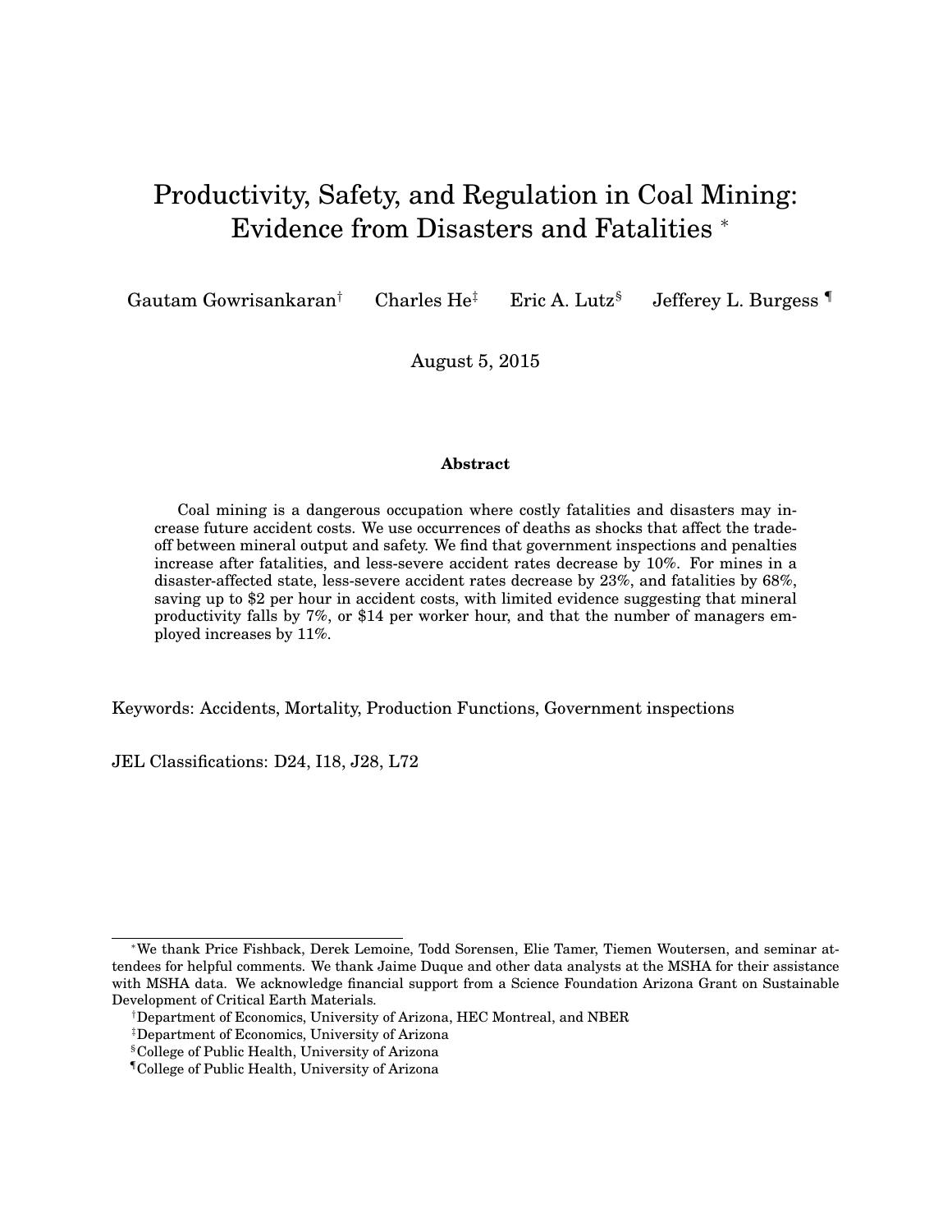# Productivity, Safety, and Regulation in Coal Mining: Evidence from Disasters and Fatalities [*]

Gautam Gowrisankaran[†] Charles He[‡] Eric A. Lutz[§] Jefferey L. Burgess [¶]

August 5, 2015

### Abstract

Coal mining is a dangerous occupation where costly fatalities and disasters may increase future accident costs. We use occurrences of deaths as shocks that affect the tradeoff between mineral output and safety. We find that government inspections and penalties increase after fatalities, and less-severe accident rates decrease by 10%. For mines in a disaster-affected state, less-severe accident rates decrease by 23%, and fatalities by 68%, saving up to \$2 per hour in accident costs, with limited evidence suggesting that mineral productivity falls by 7%, or \$14 per worker hour, and that the number of managers employed increases by 11%.

Keywords: Accidents, Mortality, Production Functions, Government inspections

JEL Classifications: D24, I18, J28, L72

---

[*] We thank Price Fishback, Derek Lemoine, Todd Sorensen, Elie Tamer, Tiemen Woutersen, and seminar attendees for helpful comments. We thank Jaime Duque and other data analysts at the MSHA for their assistance with MSHA data. We acknowledge financial support from a Science Foundation Arizona Grant on Sustainable Development of Critical Earth Materials.

[†] Department of Economics, University of Arizona, HEC Montreal, and NBER

[‡] Department of Economics, University of Arizona

[§] College of Public Health, University of Arizona

[¶] College of Public Health, University of Arizona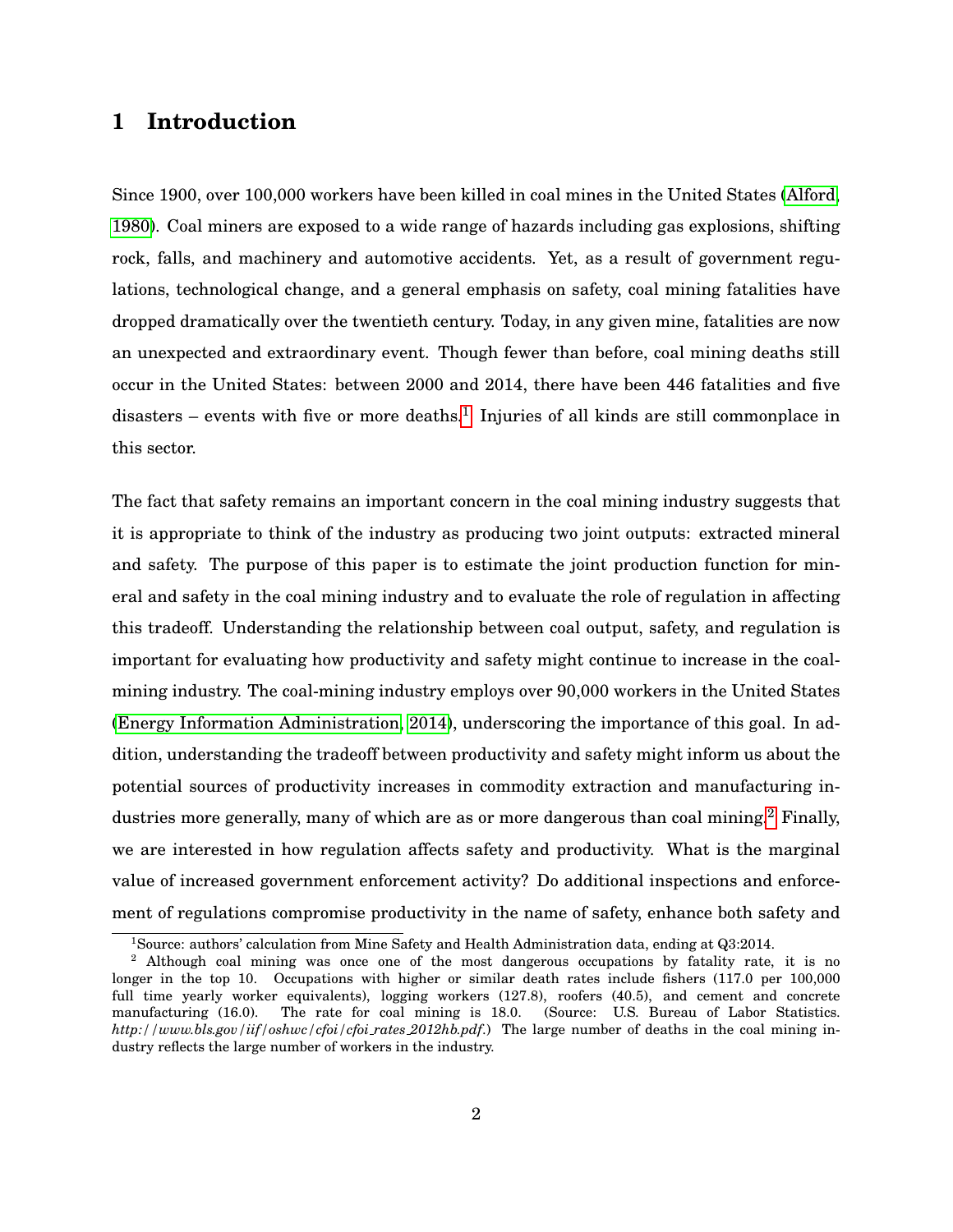# 1 Introduction

Since 1900, over 100,000 workers have been killed in coal mines in the United States (Alford, 1980). Coal miners are exposed to a wide range of hazards including gas explosions, shifting rock, falls, and machinery and automotive accidents. Yet, as a result of government regulations, technological change, and a general emphasis on safety, coal mining fatalities have dropped dramatically over the twentieth century. Today, in any given mine, fatalities are now an unexpected and extraordinary event. Though fewer than before, coal mining deaths still occur in the United States: between 2000 and 2014, there have been 446 fatalities and five disasters – events with five or more deaths.[1] Injuries of all kinds are still commonplace in this sector.

The fact that safety remains an important concern in the coal mining industry suggests that it is appropriate to think of the industry as producing two joint outputs: extracted mineral and safety. The purpose of this paper is to estimate the joint production function for mineral and safety in the coal mining industry and to evaluate the role of regulation in affecting this tradeoff. Understanding the relationship between coal output, safety, and regulation is important for evaluating how productivity and safety might continue to increase in the coal-mining industry. The coal-mining industry employs over 90,000 workers in the United States (Energy Information Administration, 2014), underscoring the importance of this goal. In addition, understanding the tradeoff between productivity and safety might inform us about the potential sources of productivity increases in commodity extraction and manufacturing industries more generally, many of which are as or more dangerous than coal mining.[2] Finally, we are interested in how regulation affects safety and productivity. What is the marginal value of increased government enforcement activity? Do additional inspections and enforcement of regulations compromise productivity in the name of safety, enhance both safety and

[1] Source: authors' calculation from Mine Safety and Health Administration data, ending at Q3:2014.

[2] Although coal mining was once one of the most dangerous occupations by fatality rate, it is no longer in the top 10. Occupations with higher or similar death rates include fishers (117.0 per 100,000 full time yearly worker equivalents), logging workers (127.8), roofers (40.5), and cement and concrete manufacturing (16.0). The rate for coal mining is 18.0. (Source: U.S. Bureau of Labor Statistics. *http://www.bls.gov/iif/oshwc/cfoi/cfoi_rates_2012hb.pdf*.) The large number of deaths in the coal mining industry reflects the large number of workers in the industry.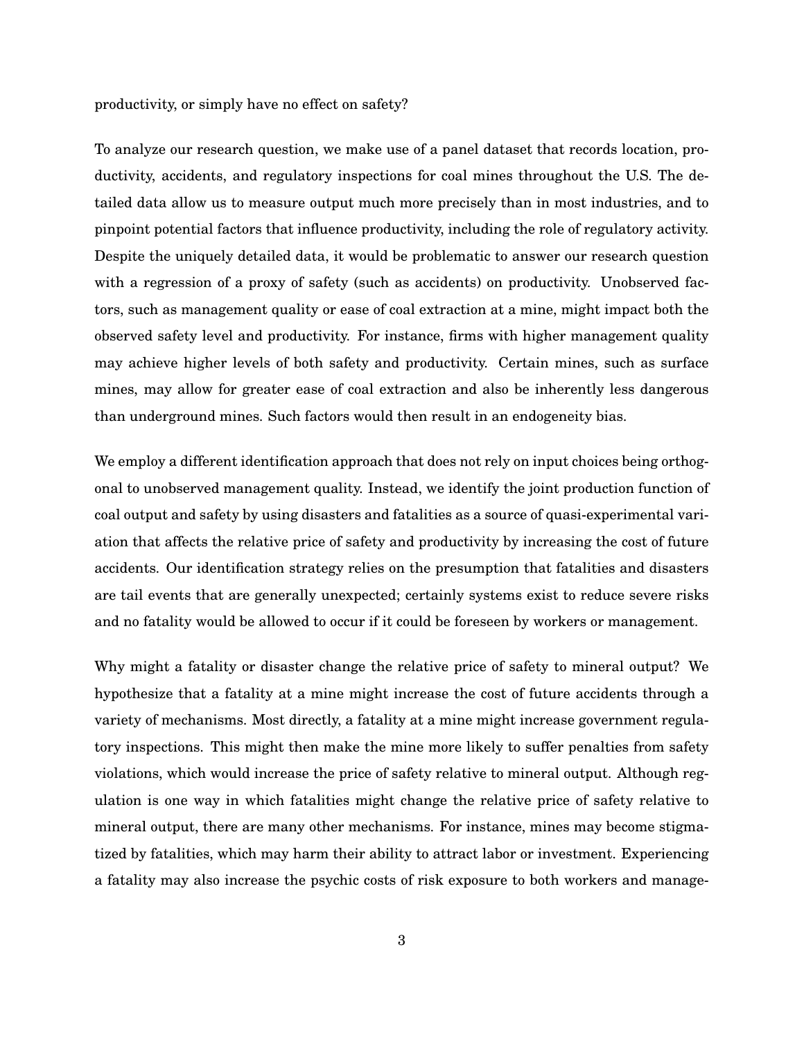productivity, or simply have no effect on safety?

To analyze our research question, we make use of a panel dataset that records location, productivity, accidents, and regulatory inspections for coal mines throughout the U.S. The detailed data allow us to measure output much more precisely than in most industries, and to pinpoint potential factors that influence productivity, including the role of regulatory activity. Despite the uniquely detailed data, it would be problematic to answer our research question with a regression of a proxy of safety (such as accidents) on productivity. Unobserved factors, such as management quality or ease of coal extraction at a mine, might impact both the observed safety level and productivity. For instance, firms with higher management quality may achieve higher levels of both safety and productivity. Certain mines, such as surface mines, may allow for greater ease of coal extraction and also be inherently less dangerous than underground mines. Such factors would then result in an endogeneity bias.

We employ a different identification approach that does not rely on input choices being orthogonal to unobserved management quality. Instead, we identify the joint production function of coal output and safety by using disasters and fatalities as a source of quasi-experimental variation that affects the relative price of safety and productivity by increasing the cost of future accidents. Our identification strategy relies on the presumption that fatalities and disasters are tail events that are generally unexpected; certainly systems exist to reduce severe risks and no fatality would be allowed to occur if it could be foreseen by workers or management.

Why might a fatality or disaster change the relative price of safety to mineral output? We hypothesize that a fatality at a mine might increase the cost of future accidents through a variety of mechanisms. Most directly, a fatality at a mine might increase government regulatory inspections. This might then make the mine more likely to suffer penalties from safety violations, which would increase the price of safety relative to mineral output. Although regulation is one way in which fatalities might change the relative price of safety relative to mineral output, there are many other mechanisms. For instance, mines may become stigmatized by fatalities, which may harm their ability to attract labor or investment. Experiencing a fatality may also increase the psychic costs of risk exposure to both workers and manage-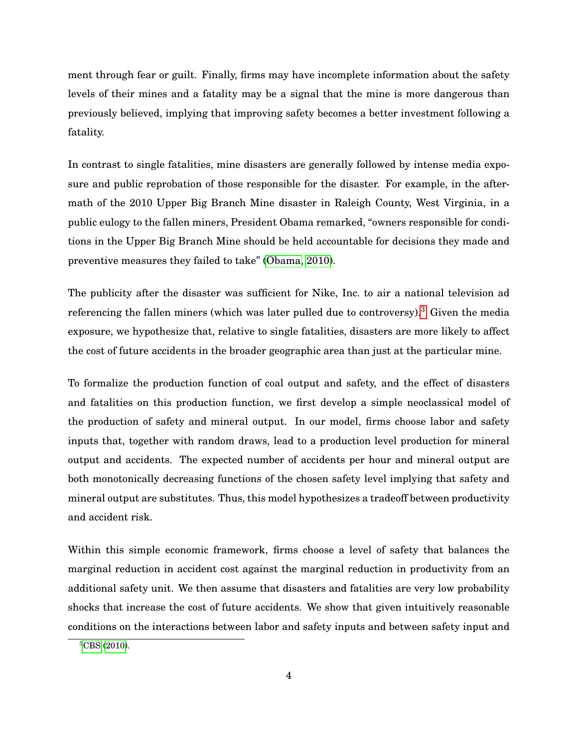ment through fear or guilt. Finally, firms may have incomplete information about the safety levels of their mines and a fatality may be a signal that the mine is more dangerous than previously believed, implying that improving safety becomes a better investment following a fatality.

In contrast to single fatalities, mine disasters are generally followed by intense media exposure and public reprobation of those responsible for the disaster. For example, in the aftermath of the 2010 Upper Big Branch Mine disaster in Raleigh County, West Virginia, in a public eulogy to the fallen miners, President Obama remarked, "owners responsible for conditions in the Upper Big Branch Mine should be held accountable for decisions they made and preventive measures they failed to take" (Obama, 2010).

The publicity after the disaster was sufficient for Nike, Inc. to air a national television ad referencing the fallen miners (which was later pulled due to controversy).[3] Given the media exposure, we hypothesize that, relative to single fatalities, disasters are more likely to affect the cost of future accidents in the broader geographic area than just at the particular mine.

To formalize the production function of coal output and safety, and the effect of disasters and fatalities on this production function, we first develop a simple neoclassical model of the production of safety and mineral output. In our model, firms choose labor and safety inputs that, together with random draws, lead to a production level production for mineral output and accidents. The expected number of accidents per hour and mineral output are both monotonically decreasing functions of the chosen safety level implying that safety and mineral output are substitutes. Thus, this model hypothesizes a tradeoff between productivity and accident risk.

Within this simple economic framework, firms choose a level of safety that balances the marginal reduction in accident cost against the marginal reduction in productivity from an additional safety unit. We then assume that disasters and fatalities are very low probability shocks that increase the cost of future accidents. We show that given intuitively reasonable conditions on the interactions between labor and safety inputs and between safety input and

[3] CBS (2010).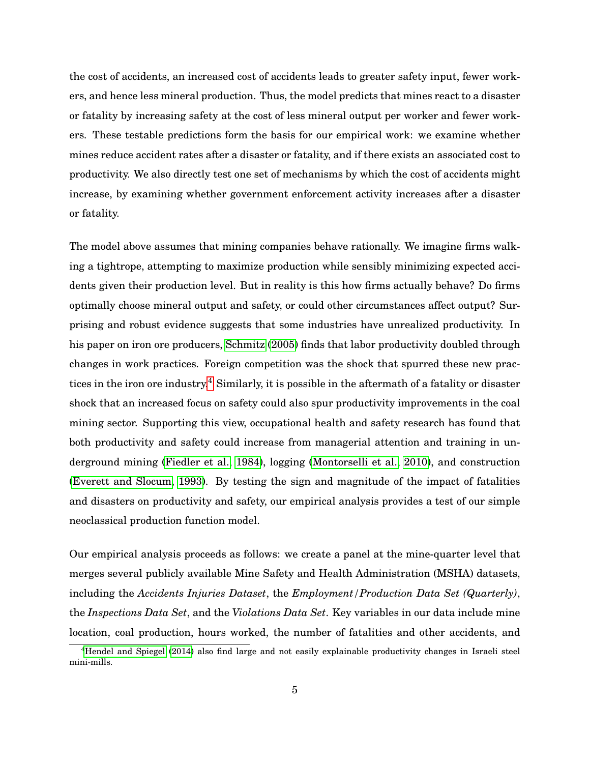the cost of accidents, an increased cost of accidents leads to greater safety input, fewer workers, and hence less mineral production. Thus, the model predicts that mines react to a disaster or fatality by increasing safety at the cost of less mineral output per worker and fewer workers. These testable predictions form the basis for our empirical work: we examine whether mines reduce accident rates after a disaster or fatality, and if there exists an associated cost to productivity. We also directly test one set of mechanisms by which the cost of accidents might increase, by examining whether government enforcement activity increases after a disaster or fatality.

The model above assumes that mining companies behave rationally. We imagine firms walking a tightrope, attempting to maximize production while sensibly minimizing expected accidents given their production level. But in reality is this how firms actually behave? Do firms optimally choose mineral output and safety, or could other circumstances affect output? Surprising and robust evidence suggests that some industries have unrealized productivity. In his paper on iron ore producers, Schmitz (2005) finds that labor productivity doubled through changes in work practices. Foreign competition was the shock that spurred these new practices in the iron ore industry.[4] Similarly, it is possible in the aftermath of a fatality or disaster shock that an increased focus on safety could also spur productivity improvements in the coal mining sector. Supporting this view, occupational health and safety research has found that both productivity and safety could increase from managerial attention and training in underground mining (Fiedler et al., 1984), logging (Montorselli et al., 2010), and construction (Everett and Slocum, 1993). By testing the sign and magnitude of the impact of fatalities and disasters on productivity and safety, our empirical analysis provides a test of our simple neoclassical production function model.

Our empirical analysis proceeds as follows: we create a panel at the mine-quarter level that merges several publicly available Mine Safety and Health Administration (MSHA) datasets, including the *Accidents Injuries Dataset*, the *Employment/Production Data Set (Quarterly)*, the *Inspections Data Set*, and the *Violations Data Set*. Key variables in our data include mine location, coal production, hours worked, the number of fatalities and other accidents, and

[4] Hendel and Spiegel (2014) also find large and not easily explainable productivity changes in Israeli steel mini-mills.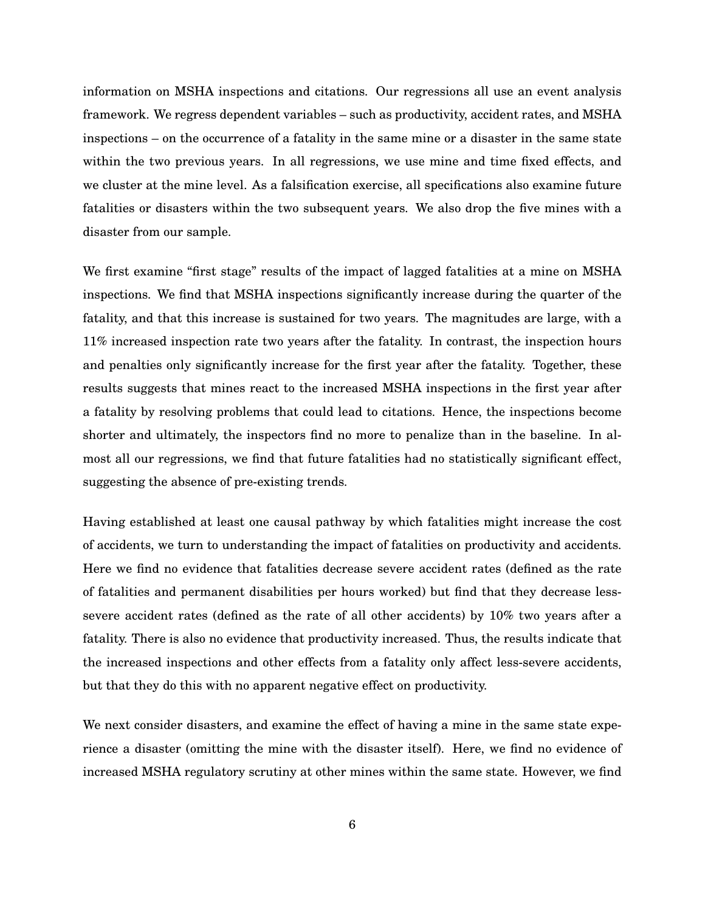information on MSHA inspections and citations. Our regressions all use an event analysis framework. We regress dependent variables – such as productivity, accident rates, and MSHA inspections – on the occurrence of a fatality in the same mine or a disaster in the same state within the two previous years. In all regressions, we use mine and time fixed effects, and we cluster at the mine level. As a falsification exercise, all specifications also examine future fatalities or disasters within the two subsequent years. We also drop the five mines with a disaster from our sample.

We first examine "first stage" results of the impact of lagged fatalities at a mine on MSHA inspections. We find that MSHA inspections significantly increase during the quarter of the fatality, and that this increase is sustained for two years. The magnitudes are large, with a 11% increased inspection rate two years after the fatality. In contrast, the inspection hours and penalties only significantly increase for the first year after the fatality. Together, these results suggests that mines react to the increased MSHA inspections in the first year after a fatality by resolving problems that could lead to citations. Hence, the inspections become shorter and ultimately, the inspectors find no more to penalize than in the baseline. In almost all our regressions, we find that future fatalities had no statistically significant effect, suggesting the absence of pre-existing trends.

Having established at least one causal pathway by which fatalities might increase the cost of accidents, we turn to understanding the impact of fatalities on productivity and accidents. Here we find no evidence that fatalities decrease severe accident rates (defined as the rate of fatalities and permanent disabilities per hours worked) but find that they decrease less-severe accident rates (defined as the rate of all other accidents) by 10% two years after a fatality. There is also no evidence that productivity increased. Thus, the results indicate that the increased inspections and other effects from a fatality only affect less-severe accidents, but that they do this with no apparent negative effect on productivity.

We next consider disasters, and examine the effect of having a mine in the same state experience a disaster (omitting the mine with the disaster itself). Here, we find no evidence of increased MSHA regulatory scrutiny at other mines within the same state. However, we find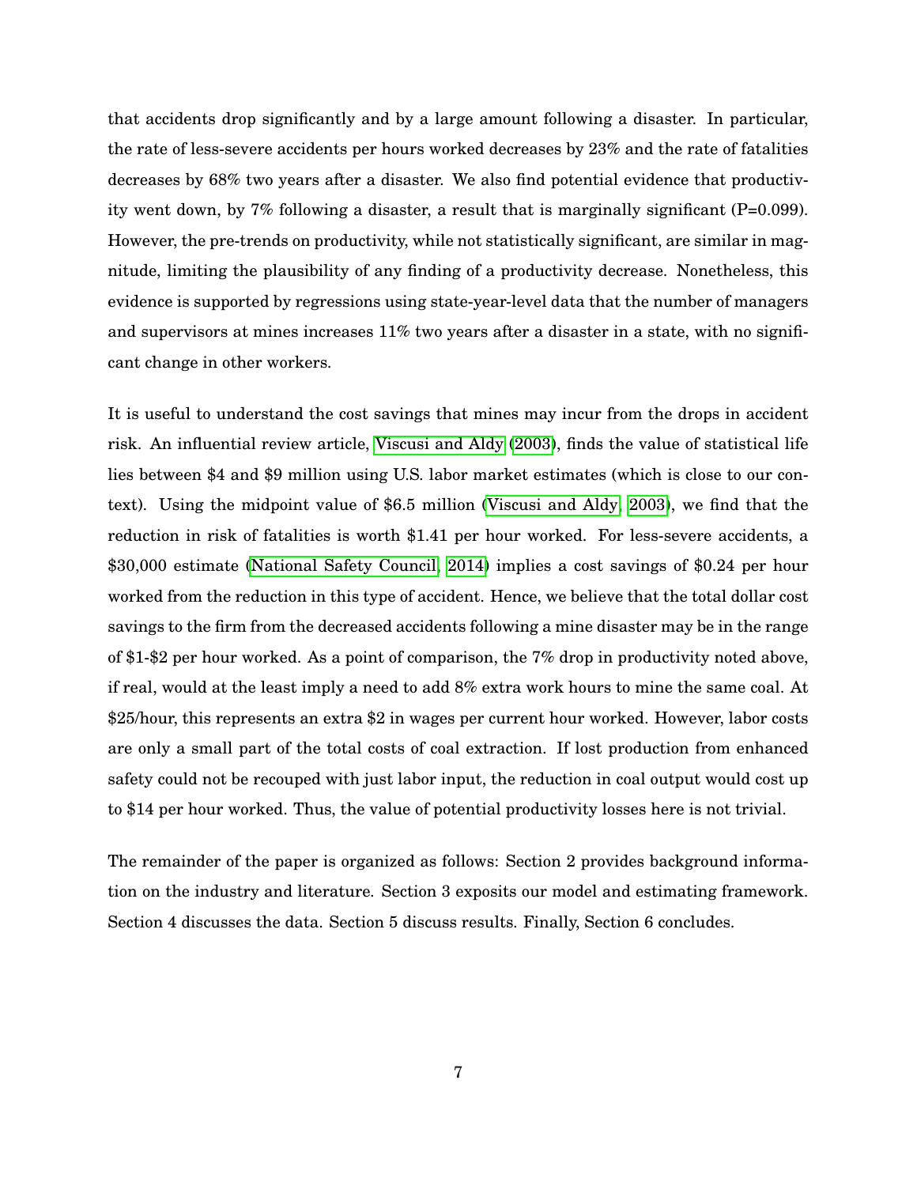that accidents drop significantly and by a large amount following a disaster. In particular, the rate of less-severe accidents per hours worked decreases by 23% and the rate of fatalities decreases by 68% two years after a disaster. We also find potential evidence that productivity went down, by 7% following a disaster, a result that is marginally significant (P=0.099). However, the pre-trends on productivity, while not statistically significant, are similar in magnitude, limiting the plausibility of any finding of a productivity decrease. Nonetheless, this evidence is supported by regressions using state-year-level data that the number of managers and supervisors at mines increases 11% two years after a disaster in a state, with no significant change in other workers.

It is useful to understand the cost savings that mines may incur from the drops in accident risk. An influential review article, Viscusi and Aldy (2003), finds the value of statistical life lies between $4 and $9 million using U.S. labor market estimates (which is close to our context). Using the midpoint value of $6.5 million (Viscusi and Aldy, 2003), we find that the reduction in risk of fatalities is worth $1.41 per hour worked. For less-severe accidents, a $30,000 estimate (National Safety Council, 2014) implies a cost savings of $0.24 per hour worked from the reduction in this type of accident. Hence, we believe that the total dollar cost savings to the firm from the decreased accidents following a mine disaster may be in the range of $1-$2 per hour worked. As a point of comparison, the 7% drop in productivity noted above, if real, would at the least imply a need to add 8% extra work hours to mine the same coal. At $25/hour, this represents an extra $2 in wages per current hour worked. However, labor costs are only a small part of the total costs of coal extraction. If lost production from enhanced safety could not be recouped with just labor input, the reduction in coal output would cost up to $14 per hour worked. Thus, the value of potential productivity losses here is not trivial.

The remainder of the paper is organized as follows: Section 2 provides background information on the industry and literature. Section 3 exposits our model and estimating framework. Section 4 discusses the data. Section 5 discuss results. Finally, Section 6 concludes.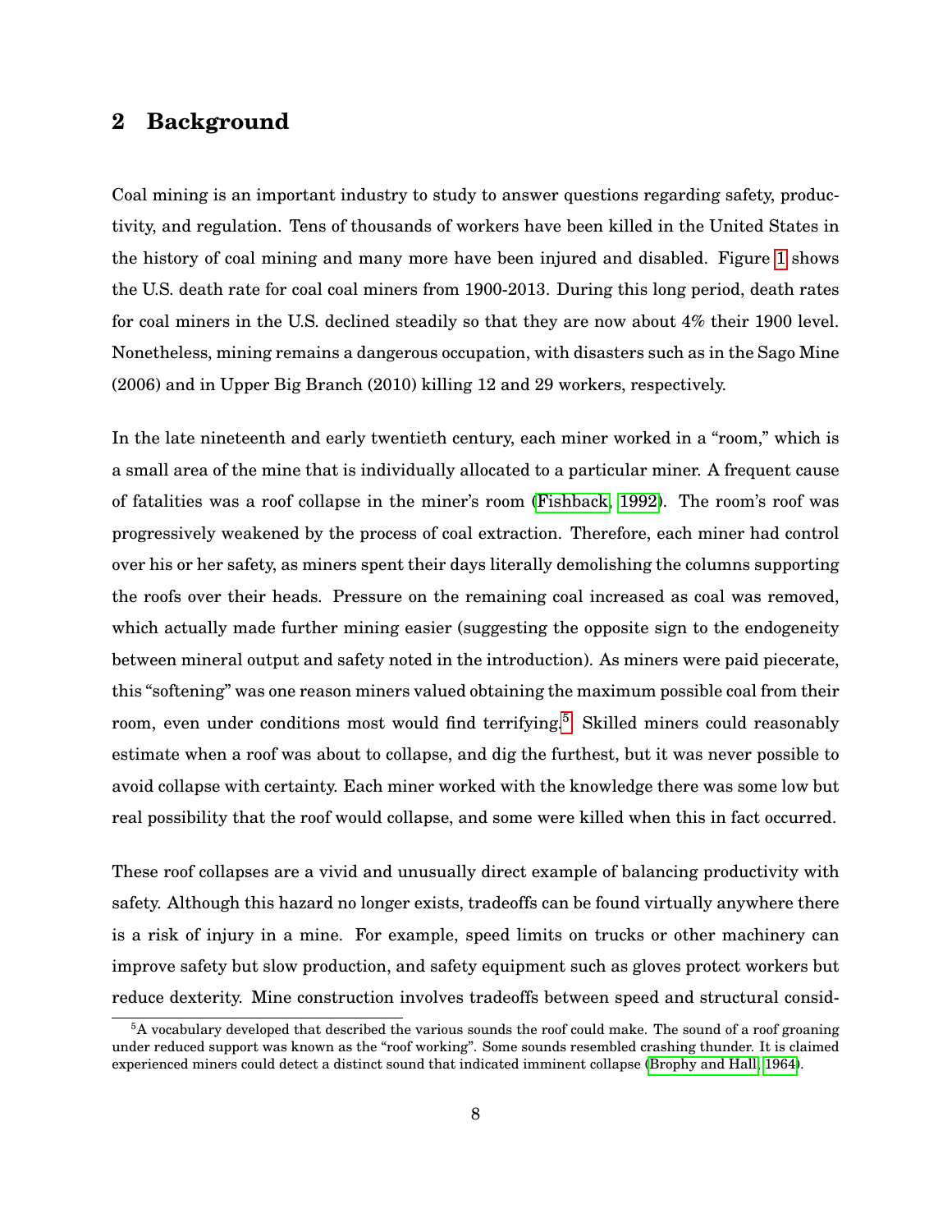## 2 Background

Coal mining is an important industry to study to answer questions regarding safety, productivity, and regulation. Tens of thousands of workers have been killed in the United States in the history of coal mining and many more have been injured and disabled. Figure 1 shows the U.S. death rate for coal coal miners from 1900-2013. During this long period, death rates for coal miners in the U.S. declined steadily so that they are now about 4% their 1900 level. Nonetheless, mining remains a dangerous occupation, with disasters such as in the Sago Mine (2006) and in Upper Big Branch (2010) killing 12 and 29 workers, respectively.

In the late nineteenth and early twentieth century, each miner worked in a "room," which is a small area of the mine that is individually allocated to a particular miner. A frequent cause of fatalities was a roof collapse in the miner's room (Fishback, 1992). The room's roof was progressively weakened by the process of coal extraction. Therefore, each miner had control over his or her safety, as miners spent their days literally demolishing the columns supporting the roofs over their heads. Pressure on the remaining coal increased as coal was removed, which actually made further mining easier (suggesting the opposite sign to the endogeneity between mineral output and safety noted in the introduction). As miners were paid piecerate, this "softening" was one reason miners valued obtaining the maximum possible coal from their room, even under conditions most would find terrifying.[5] Skilled miners could reasonably estimate when a roof was about to collapse, and dig the furthest, but it was never possible to avoid collapse with certainty. Each miner worked with the knowledge there was some low but real possibility that the roof would collapse, and some were killed when this in fact occurred.

These roof collapses are a vivid and unusually direct example of balancing productivity with safety. Although this hazard no longer exists, tradeoffs can be found virtually anywhere there is a risk of injury in a mine. For example, speed limits on trucks or other machinery can improve safety but slow production, and safety equipment such as gloves protect workers but reduce dexterity. Mine construction involves tradeoffs between speed and structural consid-

[5] A vocabulary developed that described the various sounds the roof could make. The sound of a roof groaning under reduced support was known as the "roof working". Some sounds resembled crashing thunder. It is claimed experienced miners could detect a distinct sound that indicated imminent collapse (Brophy and Hall, 1964).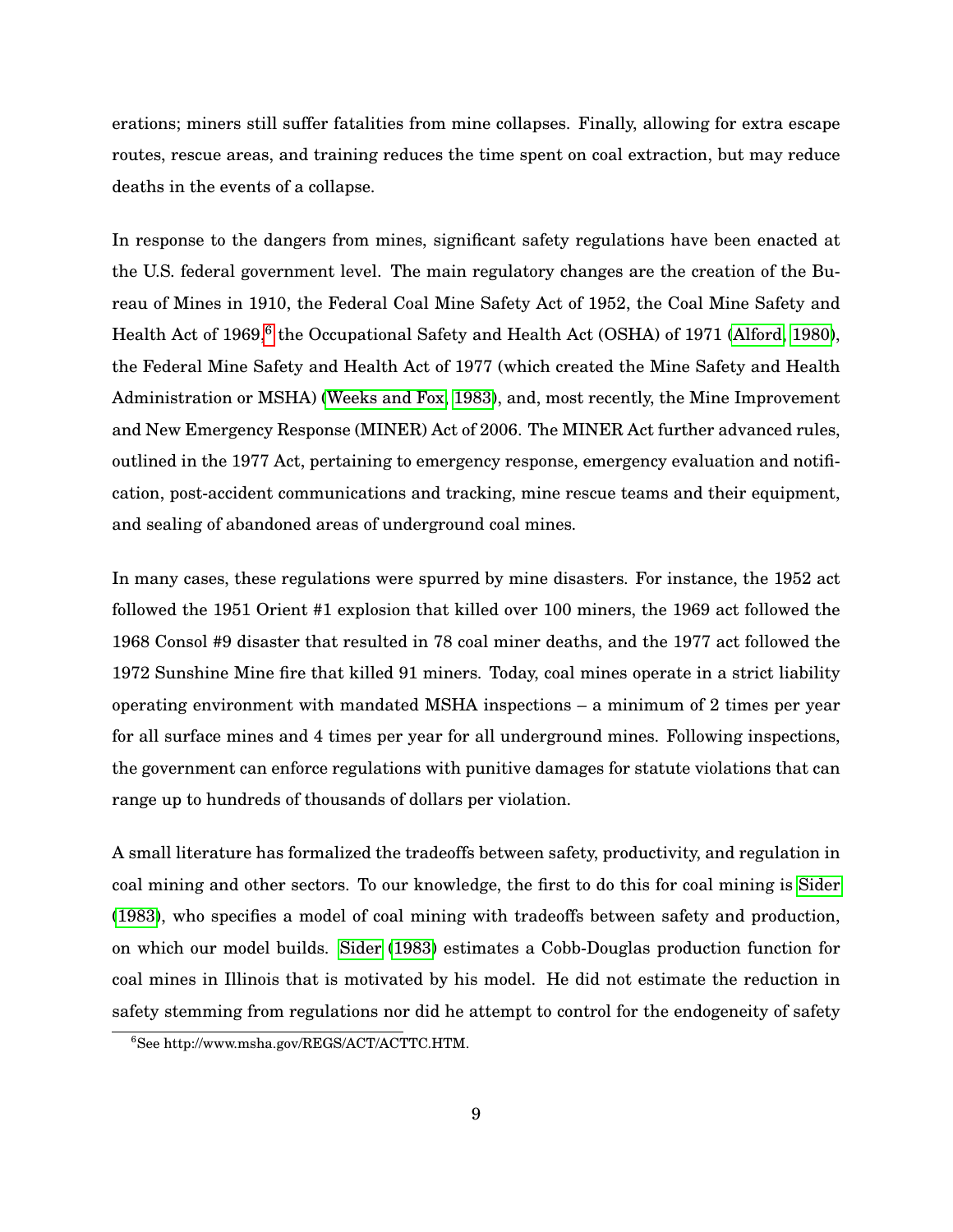erations; miners still suffer fatalities from mine collapses. Finally, allowing for extra escape routes, rescue areas, and training reduces the time spent on coal extraction, but may reduce deaths in the events of a collapse.

In response to the dangers from mines, significant safety regulations have been enacted at the U.S. federal government level. The main regulatory changes are the creation of the Bureau of Mines in 1910, the Federal Coal Mine Safety Act of 1952, the Coal Mine Safety and Health Act of 1969,[6] the Occupational Safety and Health Act (OSHA) of 1971 (Alford, 1980), the Federal Mine Safety and Health Act of 1977 (which created the Mine Safety and Health Administration or MSHA) (Weeks and Fox, 1983), and, most recently, the Mine Improvement and New Emergency Response (MINER) Act of 2006. The MINER Act further advanced rules, outlined in the 1977 Act, pertaining to emergency response, emergency evaluation and notification, post-accident communications and tracking, mine rescue teams and their equipment, and sealing of abandoned areas of underground coal mines.

In many cases, these regulations were spurred by mine disasters. For instance, the 1952 act followed the 1951 Orient #1 explosion that killed over 100 miners, the 1969 act followed the 1968 Consol #9 disaster that resulted in 78 coal miner deaths, and the 1977 act followed the 1972 Sunshine Mine fire that killed 91 miners. Today, coal mines operate in a strict liability operating environment with mandated MSHA inspections – a minimum of 2 times per year for all surface mines and 4 times per year for all underground mines. Following inspections, the government can enforce regulations with punitive damages for statute violations that can range up to hundreds of thousands of dollars per violation.

A small literature has formalized the tradeoffs between safety, productivity, and regulation in coal mining and other sectors. To our knowledge, the first to do this for coal mining is Sider (1983), who specifies a model of coal mining with tradeoffs between safety and production, on which our model builds. Sider (1983) estimates a Cobb-Douglas production function for coal mines in Illinois that is motivated by his model. He did not estimate the reduction in safety stemming from regulations nor did he attempt to control for the endogeneity of safety

[6] See http://www.msha.gov/REGS/ACT/ACTTC.HTM.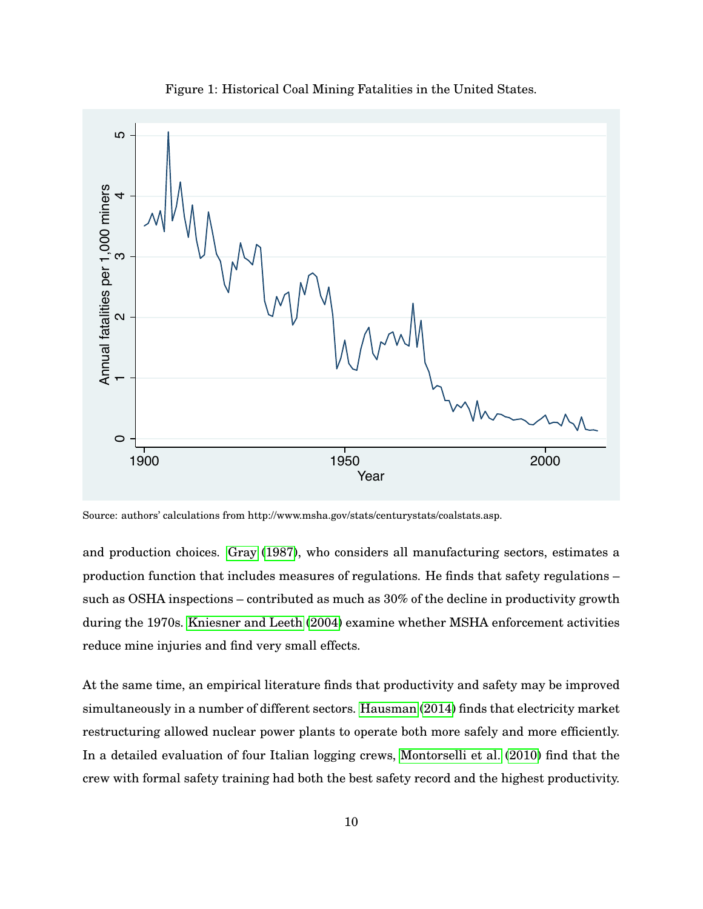Figure 1: Historical Coal Mining Fatalities in the United States.

Source: authors' calculations from http://www.msha.gov/stats/centurystats/coalstats.asp.

and production choices. Gray (1987), who considers all manufacturing sectors, estimates a production function that includes measures of regulations. He finds that safety regulations – such as OSHA inspections – contributed as much as 30% of the decline in productivity growth during the 1970s. Kniesner and Leeth (2004) examine whether MSHA enforcement activities reduce mine injuries and find very small effects.

At the same time, an empirical literature finds that productivity and safety may be improved simultaneously in a number of different sectors. Hausman (2014) finds that electricity market restructuring allowed nuclear power plants to operate both more safely and more efficiently. In a detailed evaluation of four Italian logging crews, Montorselli et al. (2010) find that the crew with formal safety training had both the best safety record and the highest productivity.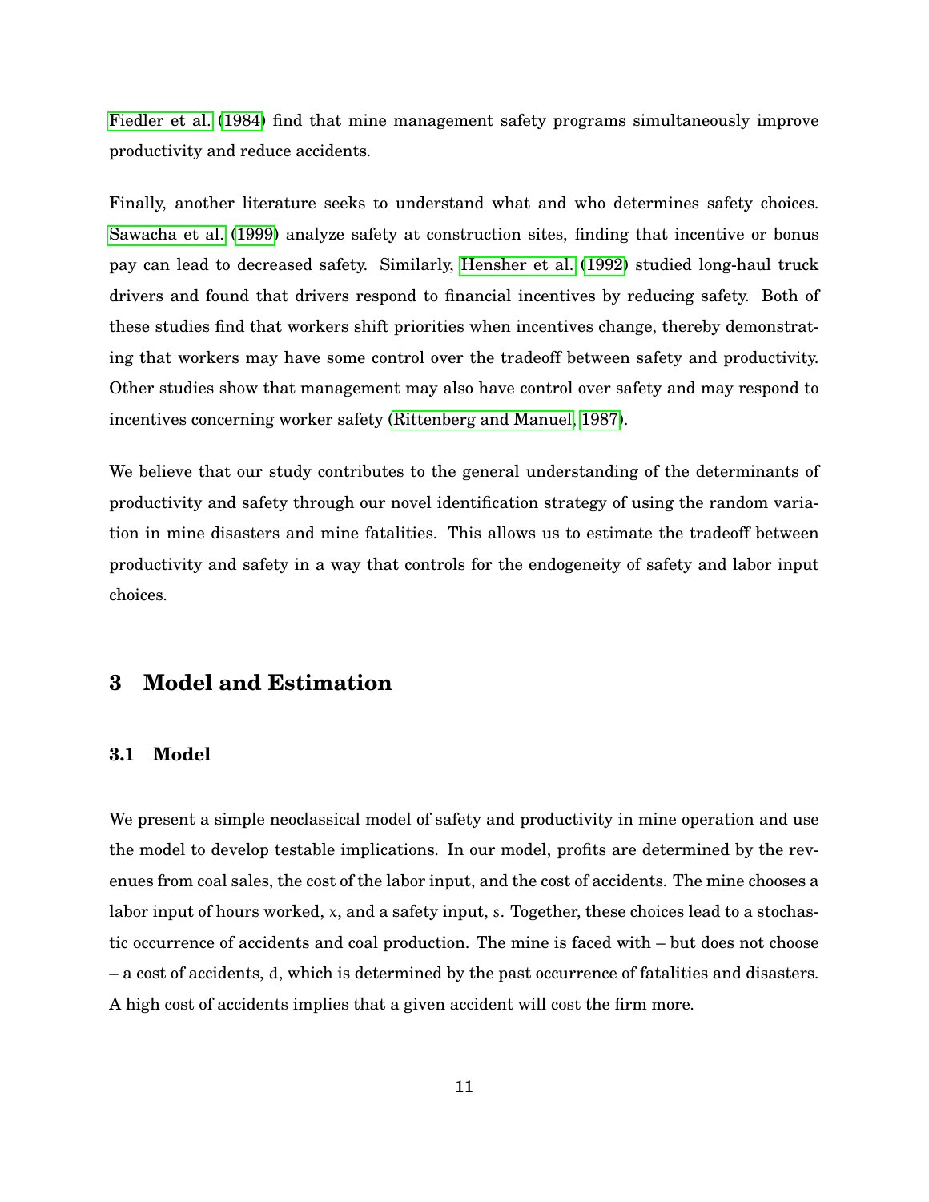Fiedler et al. (1984) find that mine management safety programs simultaneously improve productivity and reduce accidents.

Finally, another literature seeks to understand what and who determines safety choices. Sawacha et al. (1999) analyze safety at construction sites, finding that incentive or bonus pay can lead to decreased safety. Similarly, Hensher et al. (1992) studied long-haul truck drivers and found that drivers respond to financial incentives by reducing safety. Both of these studies find that workers shift priorities when incentives change, thereby demonstrating that workers may have some control over the tradeoff between safety and productivity. Other studies show that management may also have control over safety and may respond to incentives concerning worker safety (Rittenberg and Manuel, 1987).

We believe that our study contributes to the general understanding of the determinants of productivity and safety through our novel identification strategy of using the random variation in mine disasters and mine fatalities. This allows us to estimate the tradeoff between productivity and safety in a way that controls for the endogeneity of safety and labor input choices.

# 3 Model and Estimation

## 3.1 Model

We present a simple neoclassical model of safety and productivity in mine operation and use the model to develop testable implications. In our model, profits are determined by the revenues from coal sales, the cost of the labor input, and the cost of accidents. The mine chooses a labor input of hours worked, $x$, and a safety input, $s$. Together, these choices lead to a stochastic occurrence of accidents and coal production. The mine is faced with – but does not choose – a cost of accidents, $d$, which is determined by the past occurrence of fatalities and disasters. A high cost of accidents implies that a given accident will cost the firm more.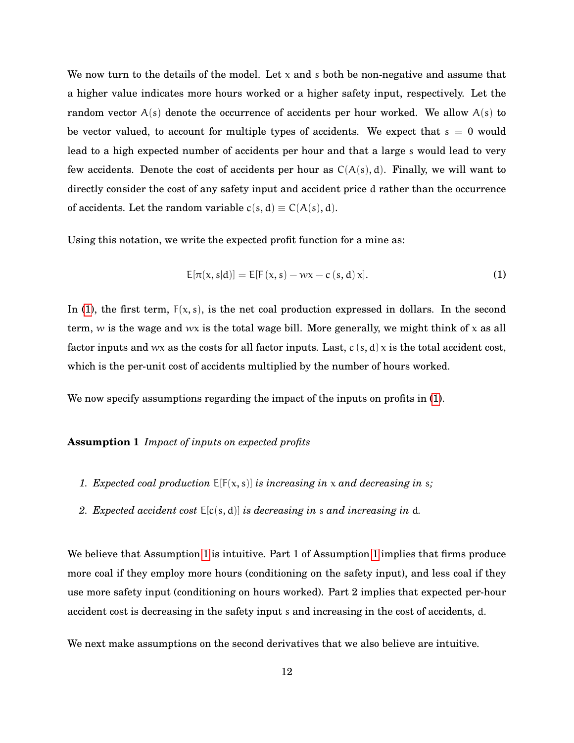We now turn to the details of the model. Let $x$ and $s$ both be non-negative and assume that a higher value indicates more hours worked or a higher safety input, respectively. Let the random vector $A(s)$ denote the occurrence of accidents per hour worked. We allow $A(s)$ to be vector valued, to account for multiple types of accidents. We expect that $s = 0$ would lead to a high expected number of accidents per hour and that a large $s$ would lead to very few accidents. Denote the cost of accidents per hour as $C(A(s), d)$. Finally, we will want to directly consider the cost of any safety input and accident price $d$ rather than the occurrence of accidents. Let the random variable $c(s, d) \equiv C(A(s), d)$.

Using this notation, we write the expected profit function for a mine as:

$$E[\pi(x, s|d)] = E[F(x, s) - wx - c(s, d)\,x]. \tag{1}$$

In (1), the first term, $F(x, s)$, is the net coal production expressed in dollars. In the second term, $w$ is the wage and $wx$ is the total wage bill. More generally, we might think of $x$ as all factor inputs and $wx$ as the costs for all factor inputs. Last, $c(s, d)\,x$ is the total accident cost, which is the per-unit cost of accidents multiplied by the number of hours worked.

We now specify assumptions regarding the impact of the inputs on profits in (1).

**Assumption 1** *Impact of inputs on expected profits*

1. *Expected coal production* $E[F(x, s)]$ *is increasing in* $x$ *and decreasing in* $s$*;*
2. *Expected accident cost* $E[c(s, d)]$ *is decreasing in* $s$ *and increasing in* $d$*.*

We believe that Assumption 1 is intuitive. Part 1 of Assumption 1 implies that firms produce more coal if they employ more hours (conditioning on the safety input), and less coal if they use more safety input (conditioning on hours worked). Part 2 implies that expected per-hour accident cost is decreasing in the safety input $s$ and increasing in the cost of accidents, $d$.

We next make assumptions on the second derivatives that we also believe are intuitive.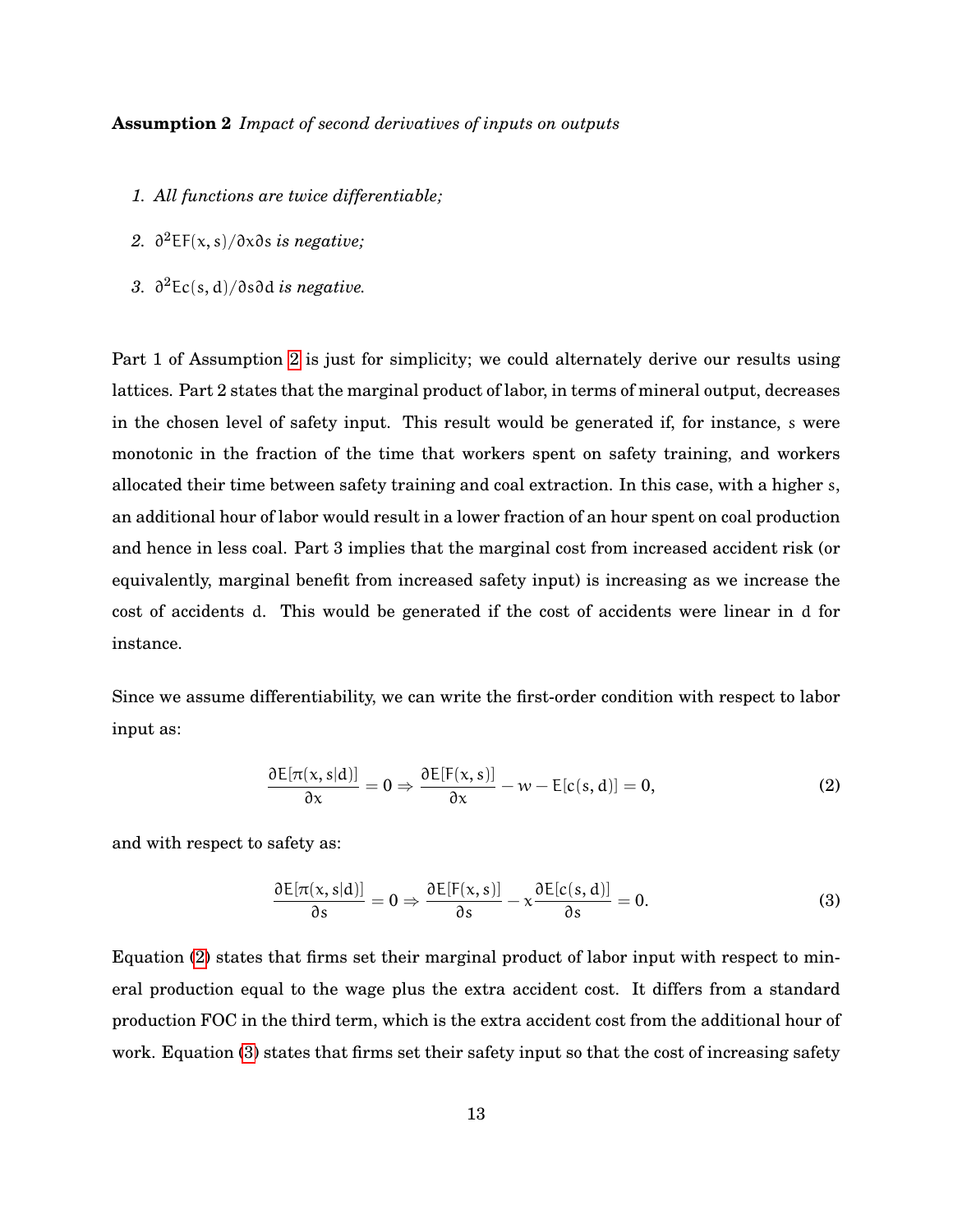**Assumption 2** *Impact of second derivatives of inputs on outputs*

1. *All functions are twice differentiable;*
2. $\partial^2 EF(x, s)/\partial x \partial s$ *is negative;*
3. $\partial^2 Ec(s, d)/\partial s \partial d$ *is negative.*

Part 1 of Assumption 2 is just for simplicity; we could alternately derive our results using lattices. Part 2 states that the marginal product of labor, in terms of mineral output, decreases in the chosen level of safety input. This result would be generated if, for instance, $s$ were monotonic in the fraction of the time that workers spent on safety training, and workers allocated their time between safety training and coal extraction. In this case, with a higher $s$, an additional hour of labor would result in a lower fraction of an hour spent on coal production and hence in less coal. Part 3 implies that the marginal cost from increased accident risk (or equivalently, marginal benefit from increased safety input) is increasing as we increase the cost of accidents $d$. This would be generated if the cost of accidents were linear in $d$ for instance.

Since we assume differentiability, we can write the first-order condition with respect to labor input as:

$$\frac{\partial E[\pi(x, s|d)]}{\partial x} = 0 \Rightarrow \frac{\partial E[F(x, s)]}{\partial x} - w - E[c(s, d)] = 0, \tag{2}$$

and with respect to safety as:

$$\frac{\partial E[\pi(x, s|d)]}{\partial s} = 0 \Rightarrow \frac{\partial E[F(x, s)]}{\partial s} - x\frac{\partial E[c(s, d)]}{\partial s} = 0. \tag{3}$$

Equation (2) states that firms set their marginal product of labor input with respect to mineral production equal to the wage plus the extra accident cost. It differs from a standard production FOC in the third term, which is the extra accident cost from the additional hour of work. Equation (3) states that firms set their safety input so that the cost of increasing safety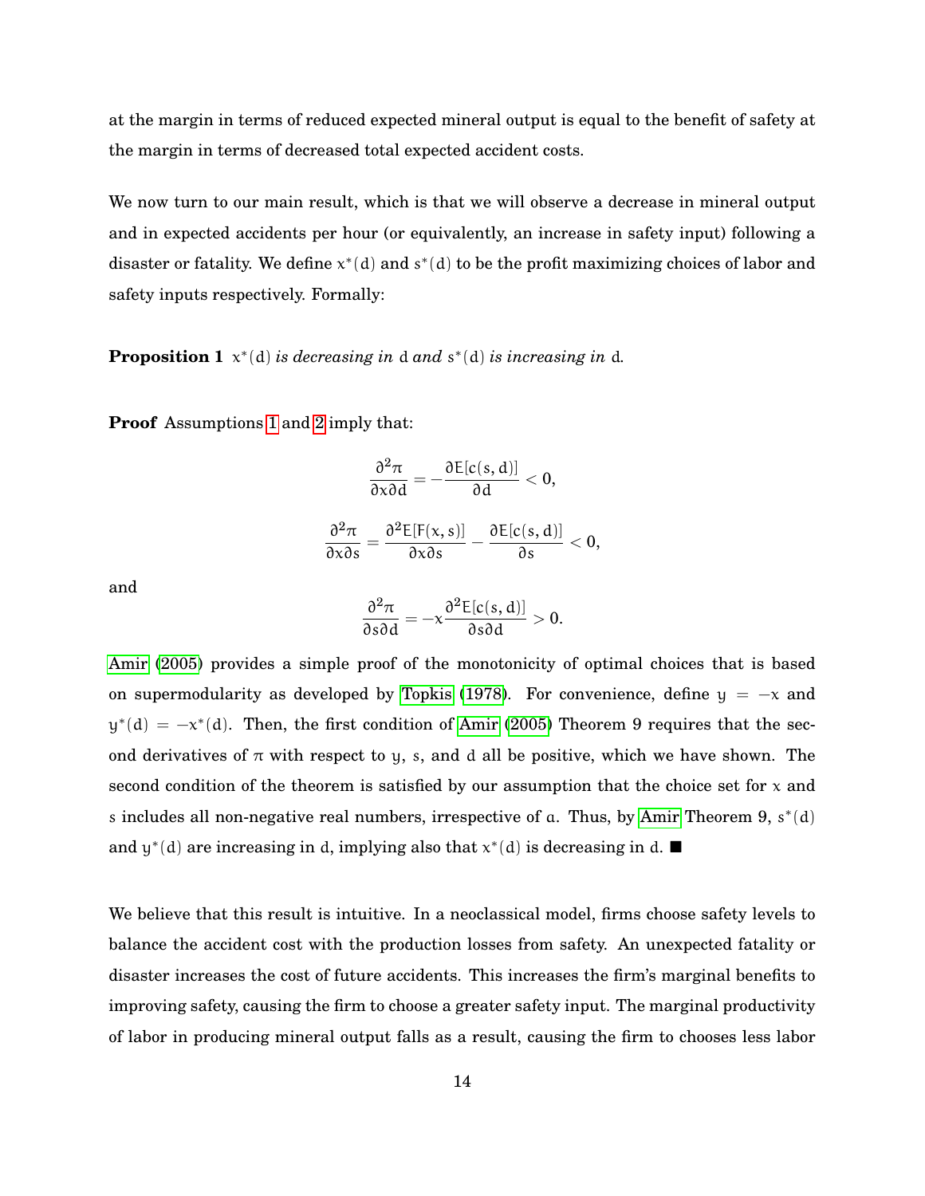at the margin in terms of reduced expected mineral output is equal to the benefit of safety at the margin in terms of decreased total expected accident costs.

We now turn to our main result, which is that we will observe a decrease in mineral output and in expected accidents per hour (or equivalently, an increase in safety input) following a disaster or fatality. We define $x^*(d)$ and $s^*(d)$ to be the profit maximizing choices of labor and safety inputs respectively. Formally:

**Proposition 1** *$x^*(d)$ is decreasing in $d$ and $s^*(d)$ is increasing in $d$.*

**Proof** Assumptions 1 and 2 imply that:

$$\frac{\partial^2 \pi}{\partial x \partial d} = -\frac{\partial E[c(s,d)]}{\partial d} < 0,$$

$$\frac{\partial^2 \pi}{\partial x \partial s} = \frac{\partial^2 E[F(x,s)]}{\partial x \partial s} - \frac{\partial E[c(s,d)]}{\partial s} < 0,$$

and

$$\frac{\partial^2 \pi}{\partial s \partial d} = -x \frac{\partial^2 E[c(s,d)]}{\partial s \partial d} > 0.$$

Amir (2005) provides a simple proof of the monotonicity of optimal choices that is based on supermodularity as developed by Topkis (1978). For convenience, define $y = -x$ and $y^*(d) = -x^*(d)$. Then, the first condition of Amir (2005) Theorem 9 requires that the second derivatives of $\pi$ with respect to $y$, $s$, and $d$ all be positive, which we have shown. The second condition of the theorem is satisfied by our assumption that the choice set for $x$ and $s$ includes all non-negative real numbers, irrespective of $a$. Thus, by Amir Theorem 9, $s^*(d)$ and $y^*(d)$ are increasing in $d$, implying also that $x^*(d)$ is decreasing in $d$. ■

We believe that this result is intuitive. In a neoclassical model, firms choose safety levels to balance the accident cost with the production losses from safety. An unexpected fatality or disaster increases the cost of future accidents. This increases the firm's marginal benefits to improving safety, causing the firm to choose a greater safety input. The marginal productivity of labor in producing mineral output falls as a result, causing the firm to chooses less labor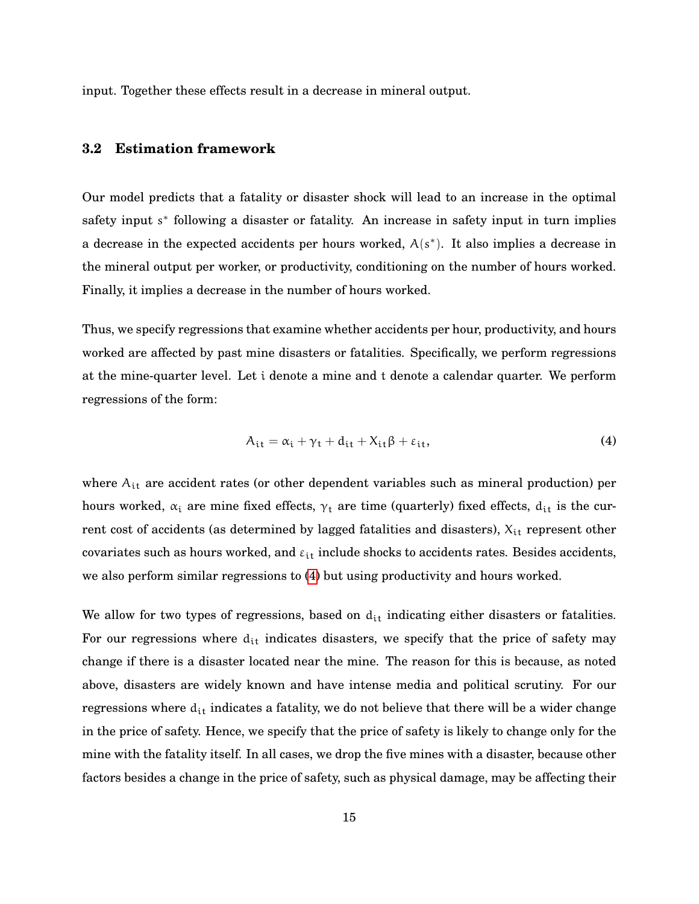input. Together these effects result in a decrease in mineral output.

### 3.2 Estimation framework

Our model predicts that a fatality or disaster shock will lead to an increase in the optimal safety input $s^*$ following a disaster or fatality. An increase in safety input in turn implies a decrease in the expected accidents per hours worked, $A(s^*)$. It also implies a decrease in the mineral output per worker, or productivity, conditioning on the number of hours worked. Finally, it implies a decrease in the number of hours worked.

Thus, we specify regressions that examine whether accidents per hour, productivity, and hours worked are affected by past mine disasters or fatalities. Specifically, we perform regressions at the mine-quarter level. Let $i$ denote a mine and $t$ denote a calendar quarter. We perform regressions of the form:

$$A_{it} = \alpha_i + \gamma_t + d_{it} + X_{it}\beta + \varepsilon_{it}, \tag{4}$$

where $A_{it}$ are accident rates (or other dependent variables such as mineral production) per hours worked, $\alpha_i$ are mine fixed effects, $\gamma_t$ are time (quarterly) fixed effects, $d_{it}$ is the current cost of accidents (as determined by lagged fatalities and disasters), $X_{it}$ represent other covariates such as hours worked, and $\varepsilon_{it}$ include shocks to accidents rates. Besides accidents, we also perform similar regressions to (4) but using productivity and hours worked.

We allow for two types of regressions, based on $d_{it}$ indicating either disasters or fatalities. For our regressions where $d_{it}$ indicates disasters, we specify that the price of safety may change if there is a disaster located near the mine. The reason for this is because, as noted above, disasters are widely known and have intense media and political scrutiny. For our regressions where $d_{it}$ indicates a fatality, we do not believe that there will be a wider change in the price of safety. Hence, we specify that the price of safety is likely to change only for the mine with the fatality itself. In all cases, we drop the five mines with a disaster, because other factors besides a change in the price of safety, such as physical damage, may be affecting their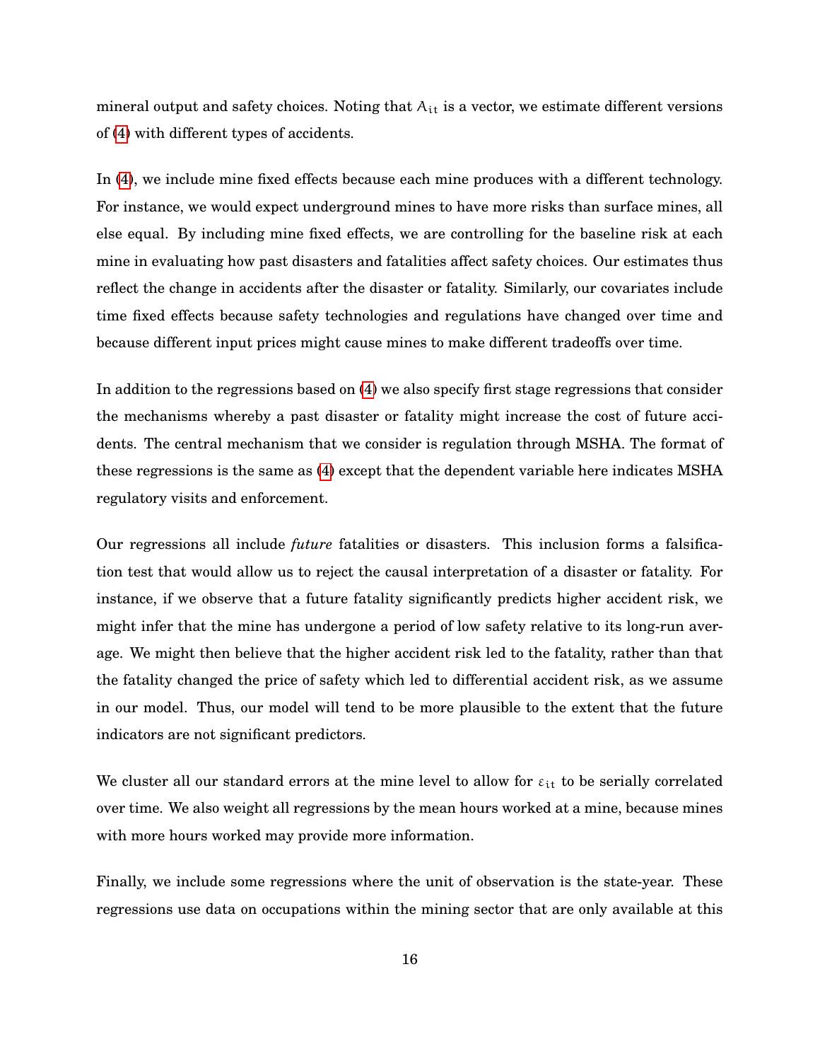mineral output and safety choices. Noting that $A_{it}$ is a vector, we estimate different versions of (4) with different types of accidents.

In (4), we include mine fixed effects because each mine produces with a different technology. For instance, we would expect underground mines to have more risks than surface mines, all else equal. By including mine fixed effects, we are controlling for the baseline risk at each mine in evaluating how past disasters and fatalities affect safety choices. Our estimates thus reflect the change in accidents after the disaster or fatality. Similarly, our covariates include time fixed effects because safety technologies and regulations have changed over time and because different input prices might cause mines to make different tradeoffs over time.

In addition to the regressions based on (4) we also specify first stage regressions that consider the mechanisms whereby a past disaster or fatality might increase the cost of future accidents. The central mechanism that we consider is regulation through MSHA. The format of these regressions is the same as (4) except that the dependent variable here indicates MSHA regulatory visits and enforcement.

Our regressions all include *future* fatalities or disasters. This inclusion forms a falsification test that would allow us to reject the causal interpretation of a disaster or fatality. For instance, if we observe that a future fatality significantly predicts higher accident risk, we might infer that the mine has undergone a period of low safety relative to its long-run average. We might then believe that the higher accident risk led to the fatality, rather than that the fatality changed the price of safety which led to differential accident risk, as we assume in our model. Thus, our model will tend to be more plausible to the extent that the future indicators are not significant predictors.

We cluster all our standard errors at the mine level to allow for $\varepsilon_{it}$ to be serially correlated over time. We also weight all regressions by the mean hours worked at a mine, because mines with more hours worked may provide more information.

Finally, we include some regressions where the unit of observation is the state-year. These regressions use data on occupations within the mining sector that are only available at this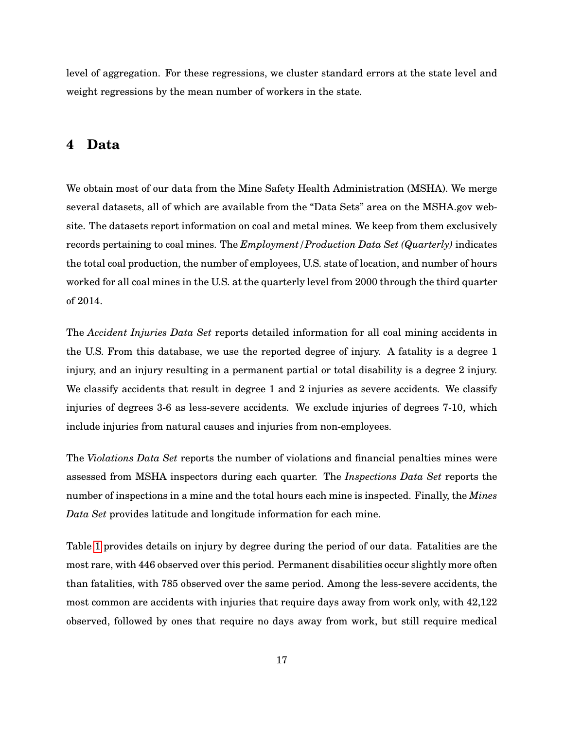level of aggregation. For these regressions, we cluster standard errors at the state level and weight regressions by the mean number of workers in the state.

# 4 Data

We obtain most of our data from the Mine Safety Health Administration (MSHA). We merge several datasets, all of which are available from the "Data Sets" area on the MSHA.gov website. The datasets report information on coal and metal mines. We keep from them exclusively records pertaining to coal mines. The *Employment/Production Data Set (Quarterly)* indicates the total coal production, the number of employees, U.S. state of location, and number of hours worked for all coal mines in the U.S. at the quarterly level from 2000 through the third quarter of 2014.

The *Accident Injuries Data Set* reports detailed information for all coal mining accidents in the U.S. From this database, we use the reported degree of injury. A fatality is a degree 1 injury, and an injury resulting in a permanent partial or total disability is a degree 2 injury. We classify accidents that result in degree 1 and 2 injuries as severe accidents. We classify injuries of degrees 3-6 as less-severe accidents. We exclude injuries of degrees 7-10, which include injuries from natural causes and injuries from non-employees.

The *Violations Data Set* reports the number of violations and financial penalties mines were assessed from MSHA inspectors during each quarter. The *Inspections Data Set* reports the number of inspections in a mine and the total hours each mine is inspected. Finally, the *Mines Data Set* provides latitude and longitude information for each mine.

Table 1 provides details on injury by degree during the period of our data. Fatalities are the most rare, with 446 observed over this period. Permanent disabilities occur slightly more often than fatalities, with 785 observed over the same period. Among the less-severe accidents, the most common are accidents with injuries that require days away from work only, with 42,122 observed, followed by ones that require no days away from work, but still require medical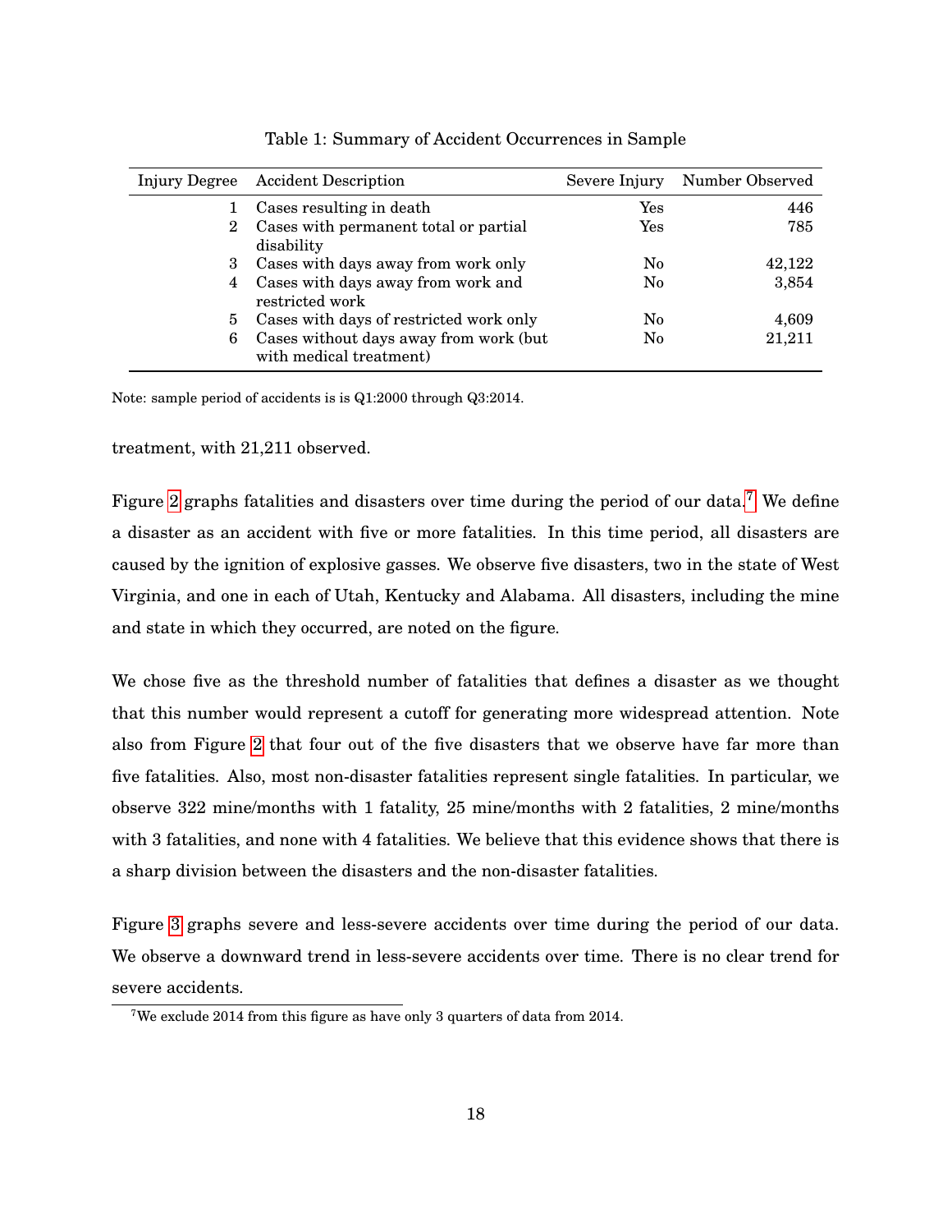Table 1: Summary of Accident Occurrences in Sample

| Injury Degree | Accident Description | Severe Injury | Number Observed |
|---|---|---|---|
| 1 | Cases resulting in death | Yes | 446 |
| 2 | Cases with permanent total or partial disability | Yes | 785 |
| 3 | Cases with days away from work only | No | 42,122 |
| 4 | Cases with days away from work and restricted work | No | 3,854 |
| 5 | Cases with days of restricted work only | No | 4,609 |
| 6 | Cases without days away from work (but with medical treatment) | No | 21,211 |

Note: sample period of accidents is is Q1:2000 through Q3:2014.

treatment, with 21,211 observed.

Figure 2 graphs fatalities and disasters over time during the period of our data.[7] We define a disaster as an accident with five or more fatalities. In this time period, all disasters are caused by the ignition of explosive gasses. We observe five disasters, two in the state of West Virginia, and one in each of Utah, Kentucky and Alabama. All disasters, including the mine and state in which they occurred, are noted on the figure.

We chose five as the threshold number of fatalities that defines a disaster as we thought that this number would represent a cutoff for generating more widespread attention. Note also from Figure 2 that four out of the five disasters that we observe have far more than five fatalities. Also, most non-disaster fatalities represent single fatalities. In particular, we observe 322 mine/months with 1 fatality, 25 mine/months with 2 fatalities, 2 mine/months with 3 fatalities, and none with 4 fatalities. We believe that this evidence shows that there is a sharp division between the disasters and the non-disaster fatalities.

Figure 3 graphs severe and less-severe accidents over time during the period of our data. We observe a downward trend in less-severe accidents over time. There is no clear trend for severe accidents.

[7] We exclude 2014 from this figure as have only 3 quarters of data from 2014.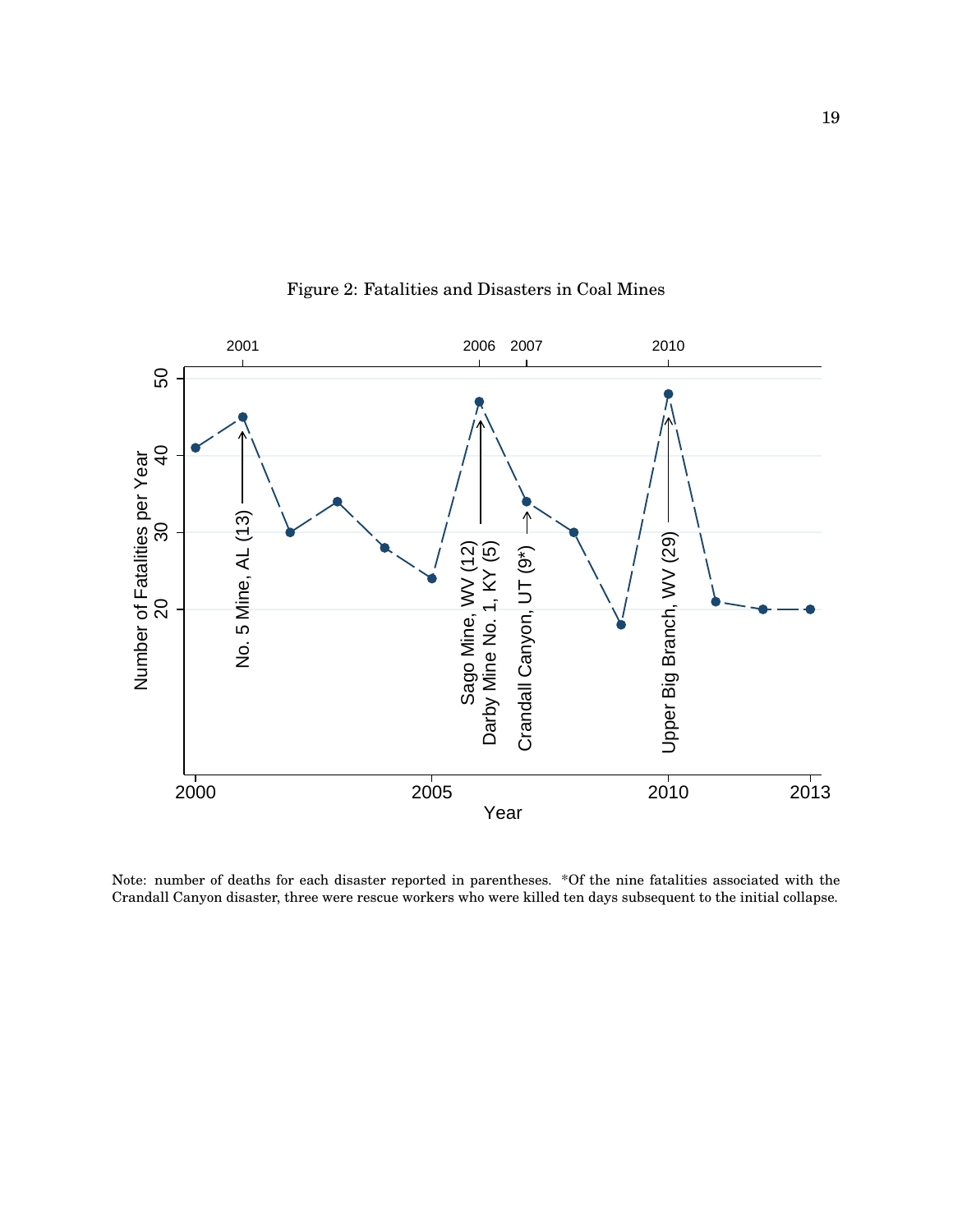Figure 2: Fatalities and Disasters in Coal Mines

Note: number of deaths for each disaster reported in parentheses. *Of the nine fatalities associated with the Crandall Canyon disaster, three were rescue workers who were killed ten days subsequent to the initial collapse.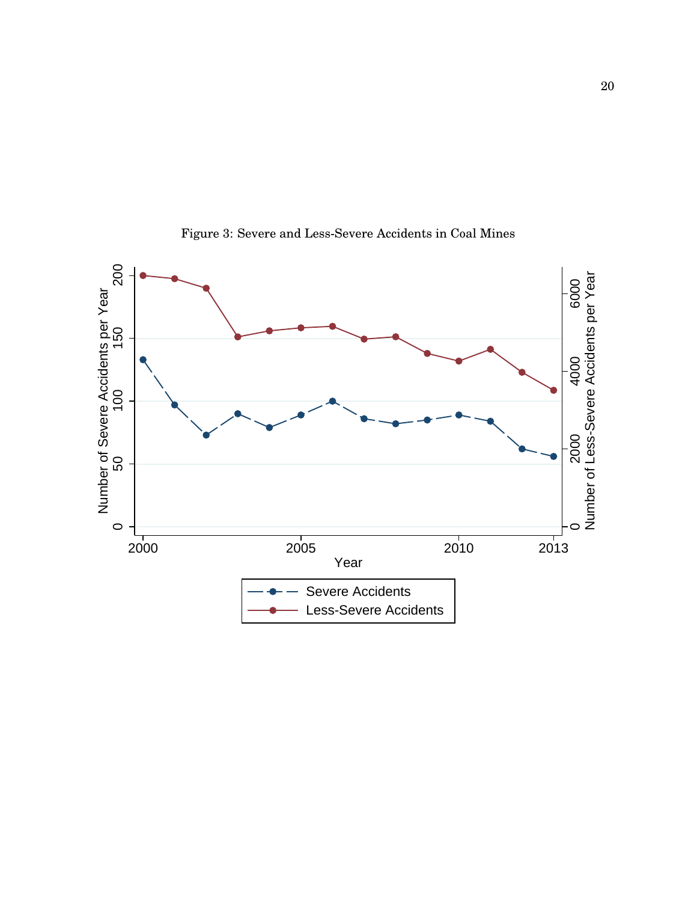Figure 3: Severe and Less-Severe Accidents in Coal Mines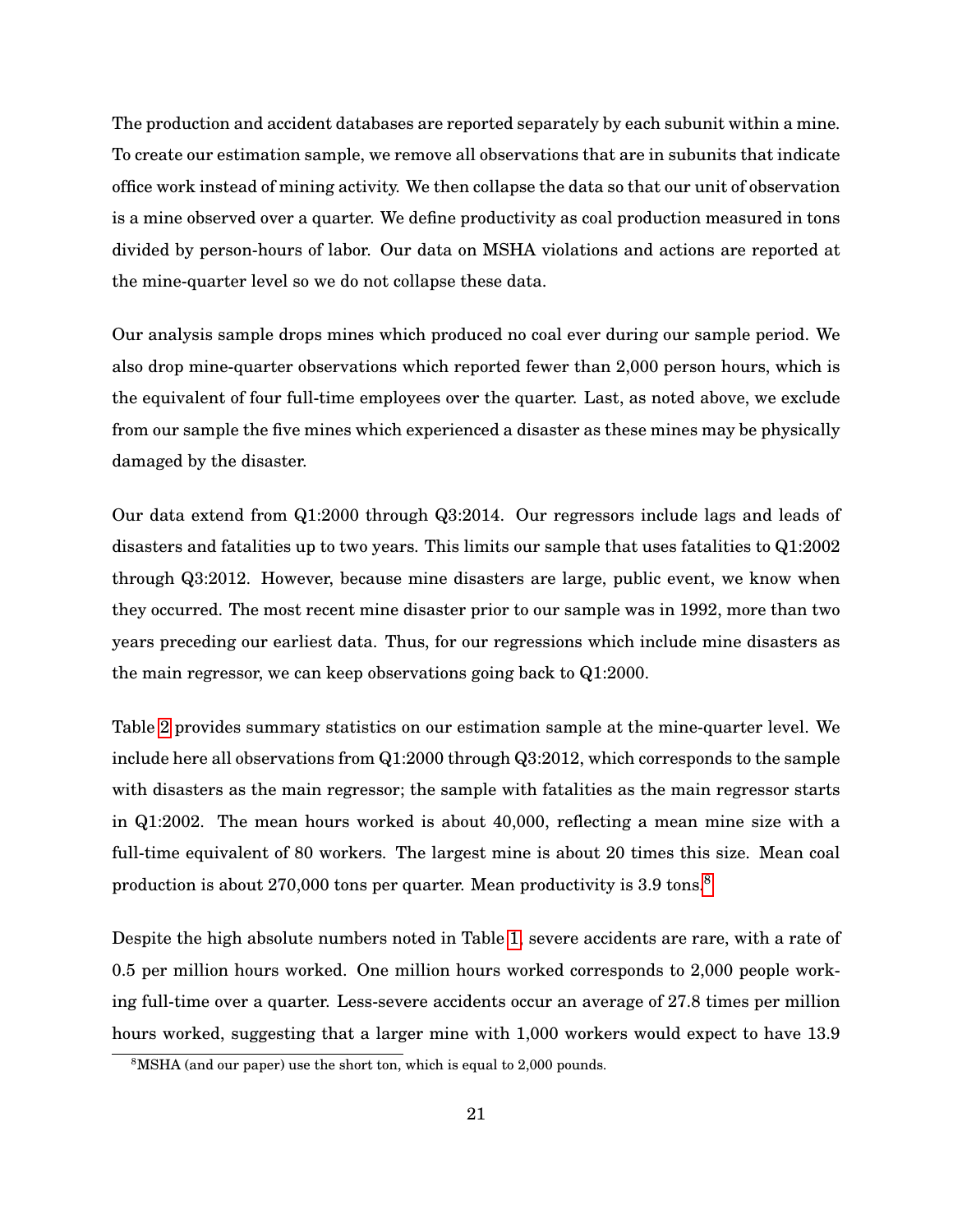The production and accident databases are reported separately by each subunit within a mine. To create our estimation sample, we remove all observations that are in subunits that indicate office work instead of mining activity. We then collapse the data so that our unit of observation is a mine observed over a quarter. We define productivity as coal production measured in tons divided by person-hours of labor. Our data on MSHA violations and actions are reported at the mine-quarter level so we do not collapse these data.

Our analysis sample drops mines which produced no coal ever during our sample period. We also drop mine-quarter observations which reported fewer than 2,000 person hours, which is the equivalent of four full-time employees over the quarter. Last, as noted above, we exclude from our sample the five mines which experienced a disaster as these mines may be physically damaged by the disaster.

Our data extend from Q1:2000 through Q3:2014. Our regressors include lags and leads of disasters and fatalities up to two years. This limits our sample that uses fatalities to Q1:2002 through Q3:2012. However, because mine disasters are large, public event, we know when they occurred. The most recent mine disaster prior to our sample was in 1992, more than two years preceding our earliest data. Thus, for our regressions which include mine disasters as the main regressor, we can keep observations going back to Q1:2000.

Table 2 provides summary statistics on our estimation sample at the mine-quarter level. We include here all observations from Q1:2000 through Q3:2012, which corresponds to the sample with disasters as the main regressor; the sample with fatalities as the main regressor starts in Q1:2002. The mean hours worked is about 40,000, reflecting a mean mine size with a full-time equivalent of 80 workers. The largest mine is about 20 times this size. Mean coal production is about 270,000 tons per quarter. Mean productivity is 3.9 tons.[8]

Despite the high absolute numbers noted in Table 1, severe accidents are rare, with a rate of 0.5 per million hours worked. One million hours worked corresponds to 2,000 people working full-time over a quarter. Less-severe accidents occur an average of 27.8 times per million hours worked, suggesting that a larger mine with 1,000 workers would expect to have 13.9

[8] MSHA (and our paper) use the short ton, which is equal to 2,000 pounds.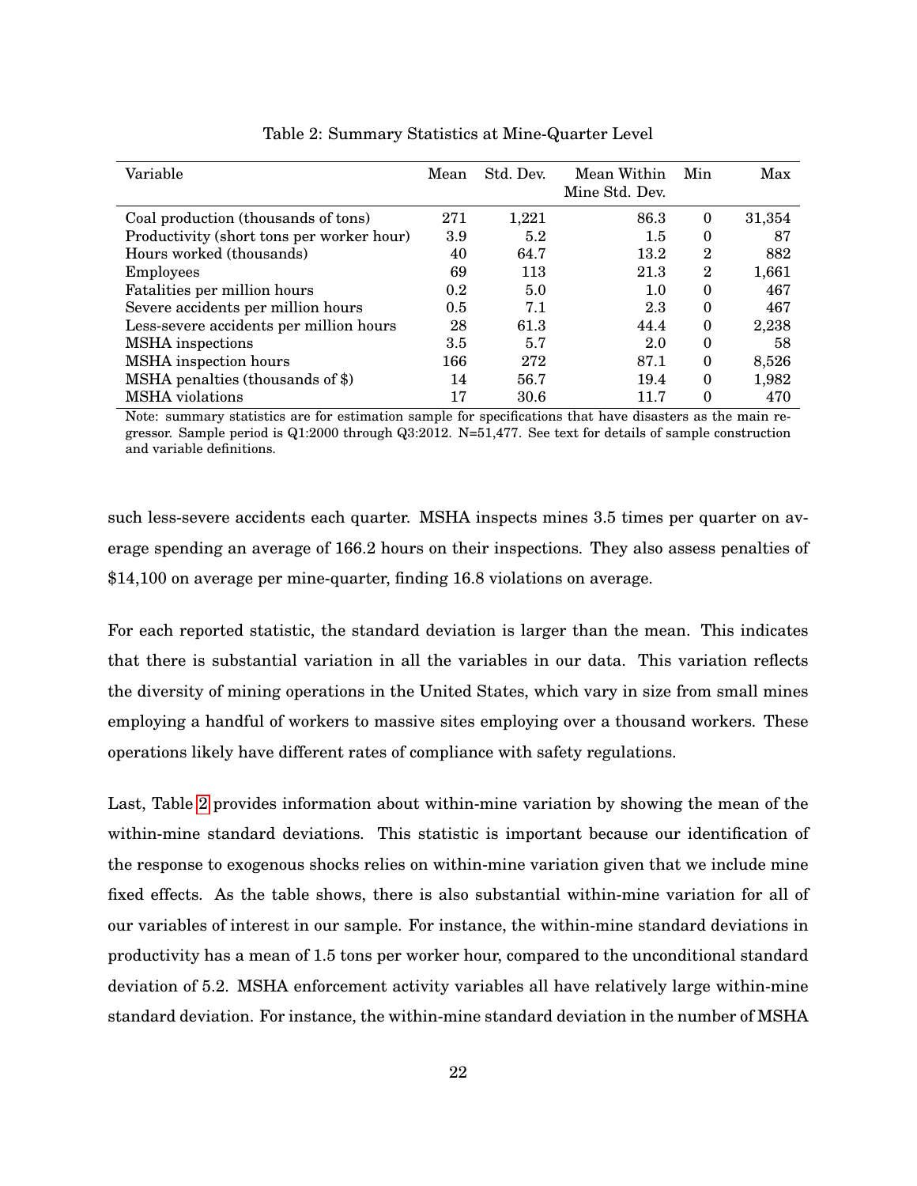Table 2: Summary Statistics at Mine-Quarter Level

| Variable | Mean | Std. Dev. | Mean Within Mine Std. Dev. | Min | Max |
|---|---|---|---|---|---|
| Coal production (thousands of tons) | 271 | 1,221 | 86.3 | 0 | 31,354 |
| Productivity (short tons per worker hour) | 3.9 | 5.2 | 1.5 | 0 | 87 |
| Hours worked (thousands) | 40 | 64.7 | 13.2 | 2 | 882 |
| Employees | 69 | 113 | 21.3 | 2 | 1,661 |
| Fatalities per million hours | 0.2 | 5.0 | 1.0 | 0 | 467 |
| Severe accidents per million hours | 0.5 | 7.1 | 2.3 | 0 | 467 |
| Less-severe accidents per million hours | 28 | 61.3 | 44.4 | 0 | 2,238 |
| MSHA inspections | 3.5 | 5.7 | 2.0 | 0 | 58 |
| MSHA inspection hours | 166 | 272 | 87.1 | 0 | 8,526 |
| MSHA penalties (thousands of $) | 14 | 56.7 | 19.4 | 0 | 1,982 |
| MSHA violations | 17 | 30.6 | 11.7 | 0 | 470 |

Note: summary statistics are for estimation sample for specifications that have disasters as the main regressor. Sample period is Q1:2000 through Q3:2012. N=51,477. See text for details of sample construction and variable definitions.

such less-severe accidents each quarter. MSHA inspects mines 3.5 times per quarter on average spending an average of 166.2 hours on their inspections. They also assess penalties of $14,100 on average per mine-quarter, finding 16.8 violations on average.

For each reported statistic, the standard deviation is larger than the mean. This indicates that there is substantial variation in all the variables in our data. This variation reflects the diversity of mining operations in the United States, which vary in size from small mines employing a handful of workers to massive sites employing over a thousand workers. These operations likely have different rates of compliance with safety regulations.

Last, Table 2 provides information about within-mine variation by showing the mean of the within-mine standard deviations. This statistic is important because our identification of the response to exogenous shocks relies on within-mine variation given that we include mine fixed effects. As the table shows, there is also substantial within-mine variation for all of our variables of interest in our sample. For instance, the within-mine standard deviations in productivity has a mean of 1.5 tons per worker hour, compared to the unconditional standard deviation of 5.2. MSHA enforcement activity variables all have relatively large within-mine standard deviation. For instance, the within-mine standard deviation in the number of MSHA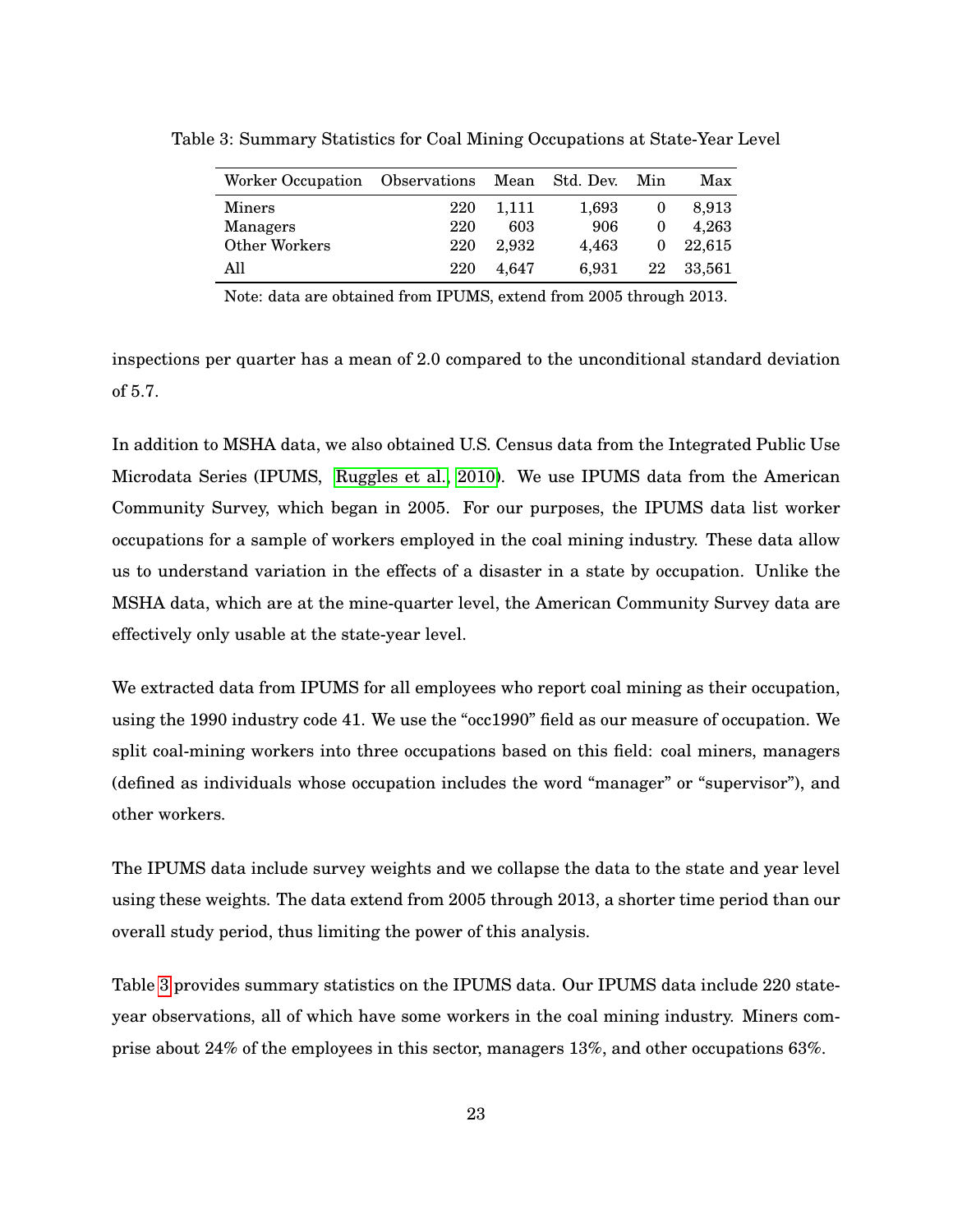Table 3: Summary Statistics for Coal Mining Occupations at State-Year Level

| Worker Occupation | Observations | Mean | Std. Dev. | Min | Max |
|---|---|---|---|---|---|
| Miners | 220 | 1,111 | 1,693 | 0 | 8,913 |
| Managers | 220 | 603 | 906 | 0 | 4,263 |
| Other Workers | 220 | 2,932 | 4,463 | 0 | 22,615 |
| All | 220 | 4,647 | 6,931 | 22 | 33,561 |

Note: data are obtained from IPUMS, extend from 2005 through 2013.

inspections per quarter has a mean of 2.0 compared to the unconditional standard deviation of 5.7.

In addition to MSHA data, we also obtained U.S. Census data from the Integrated Public Use Microdata Series (IPUMS, Ruggles et al., 2010). We use IPUMS data from the American Community Survey, which began in 2005. For our purposes, the IPUMS data list worker occupations for a sample of workers employed in the coal mining industry. These data allow us to understand variation in the effects of a disaster in a state by occupation. Unlike the MSHA data, which are at the mine-quarter level, the American Community Survey data are effectively only usable at the state-year level.

We extracted data from IPUMS for all employees who report coal mining as their occupation, using the 1990 industry code 41. We use the "occ1990" field as our measure of occupation. We split coal-mining workers into three occupations based on this field: coal miners, managers (defined as individuals whose occupation includes the word "manager" or "supervisor"), and other workers.

The IPUMS data include survey weights and we collapse the data to the state and year level using these weights. The data extend from 2005 through 2013, a shorter time period than our overall study period, thus limiting the power of this analysis.

Table 3 provides summary statistics on the IPUMS data. Our IPUMS data include 220 state-year observations, all of which have some workers in the coal mining industry. Miners comprise about 24% of the employees in this sector, managers 13%, and other occupations 63%.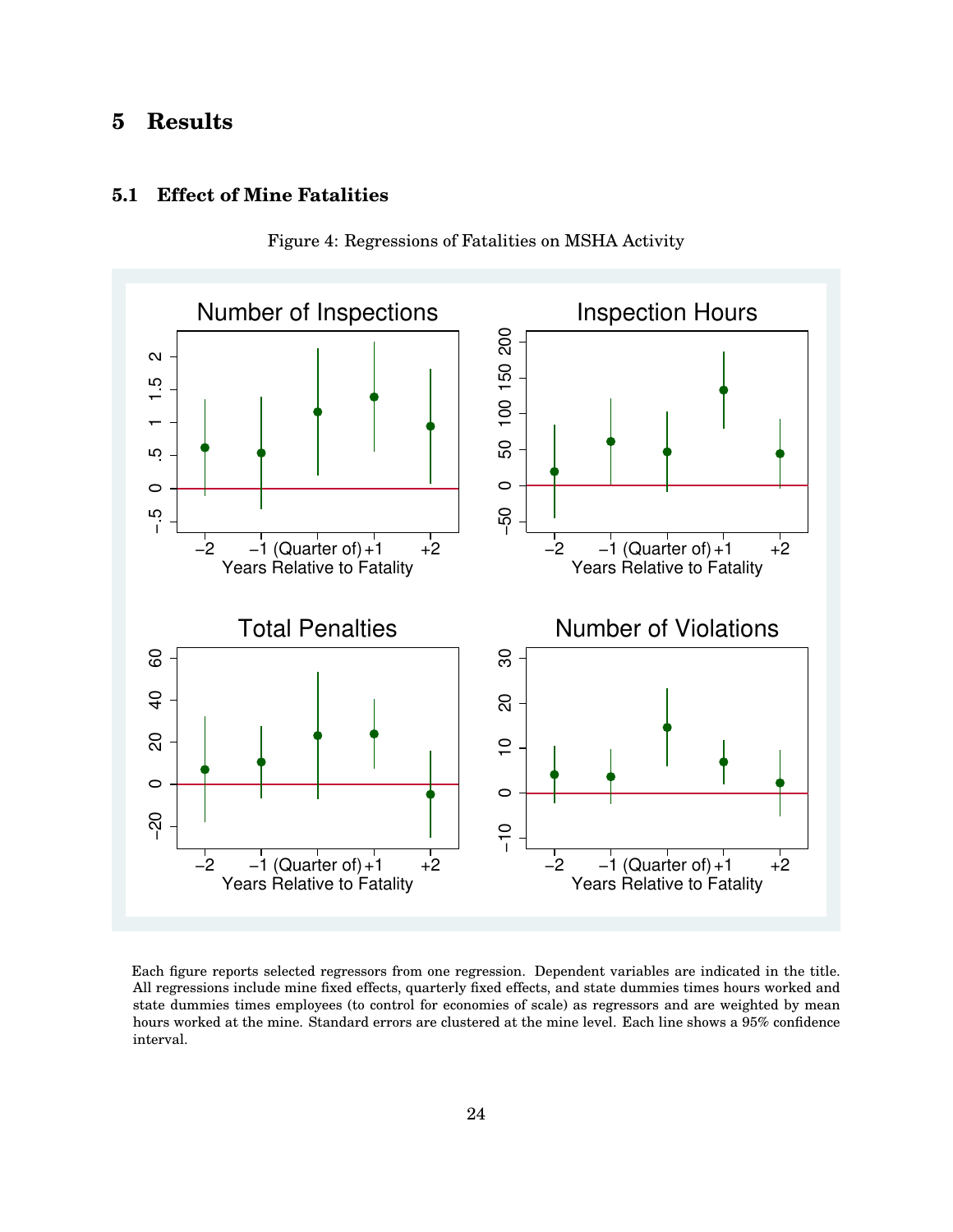# 5 Results

## 5.1 Effect of Mine Fatalities

Figure 4: Regressions of Fatalities on MSHA Activity

Each figure reports selected regressors from one regression. Dependent variables are indicated in the title. All regressions include mine fixed effects, quarterly fixed effects, and state dummies times hours worked and state dummies times employees (to control for economies of scale) as regressors and are weighted by mean hours worked at the mine. Standard errors are clustered at the mine level. Each line shows a 95% confidence interval.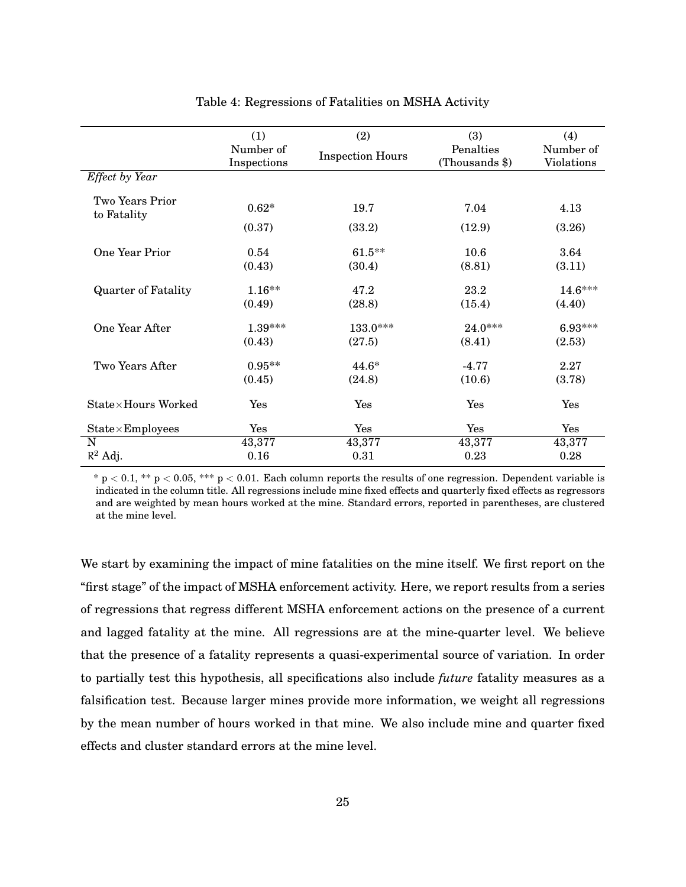Table 4: Regressions of Fatalities on MSHA Activity

| | (1) Number of Inspections | (2) Inspection Hours | (3) Penalties (Thousands \$) | (4) Number of Violations |
|---|---|---|---|---|
| *Effect by Year* | | | | |
| Two Years Prior to Fatality | 0.62* | 19.7 | 7.04 | 4.13 |
| | (0.37) | (33.2) | (12.9) | (3.26) |
| One Year Prior | 0.54 | 61.5** | 10.6 | 3.64 |
| | (0.43) | (30.4) | (8.81) | (3.11) |
| Quarter of Fatality | 1.16** | 47.2 | 23.2 | 14.6*** |
| | (0.49) | (28.8) | (15.4) | (4.40) |
| One Year After | 1.39*** | 133.0*** | 24.0*** | 6.93*** |
| | (0.43) | (27.5) | (8.41) | (2.53) |
| Two Years After | 0.95** | 44.6* | -4.77 | 2.27 |
| | (0.45) | (24.8) | (10.6) | (3.78) |
| State×Hours Worked | Yes | Yes | Yes | Yes |
| State×Employees | Yes | Yes | Yes | Yes |
| N | 43,377 | 43,377 | 43,377 | 43,377 |
| $R^2$ Adj. | 0.16 | 0.31 | 0.23 | 0.28 |

\* $p < 0.1$, \*\* $p < 0.05$, \*\*\* $p < 0.01$. Each column reports the results of one regression. Dependent variable is indicated in the column title. All regressions include mine fixed effects and quarterly fixed effects as regressors and are weighted by mean hours worked at the mine. Standard errors, reported in parentheses, are clustered at the mine level.

We start by examining the impact of mine fatalities on the mine itself. We first report on the "first stage" of the impact of MSHA enforcement activity. Here, we report results from a series of regressions that regress different MSHA enforcement actions on the presence of a current and lagged fatality at the mine. All regressions are at the mine-quarter level. We believe that the presence of a fatality represents a quasi-experimental source of variation. In order to partially test this hypothesis, all specifications also include *future* fatality measures as a falsification test. Because larger mines provide more information, we weight all regressions by the mean number of hours worked in that mine. We also include mine and quarter fixed effects and cluster standard errors at the mine level.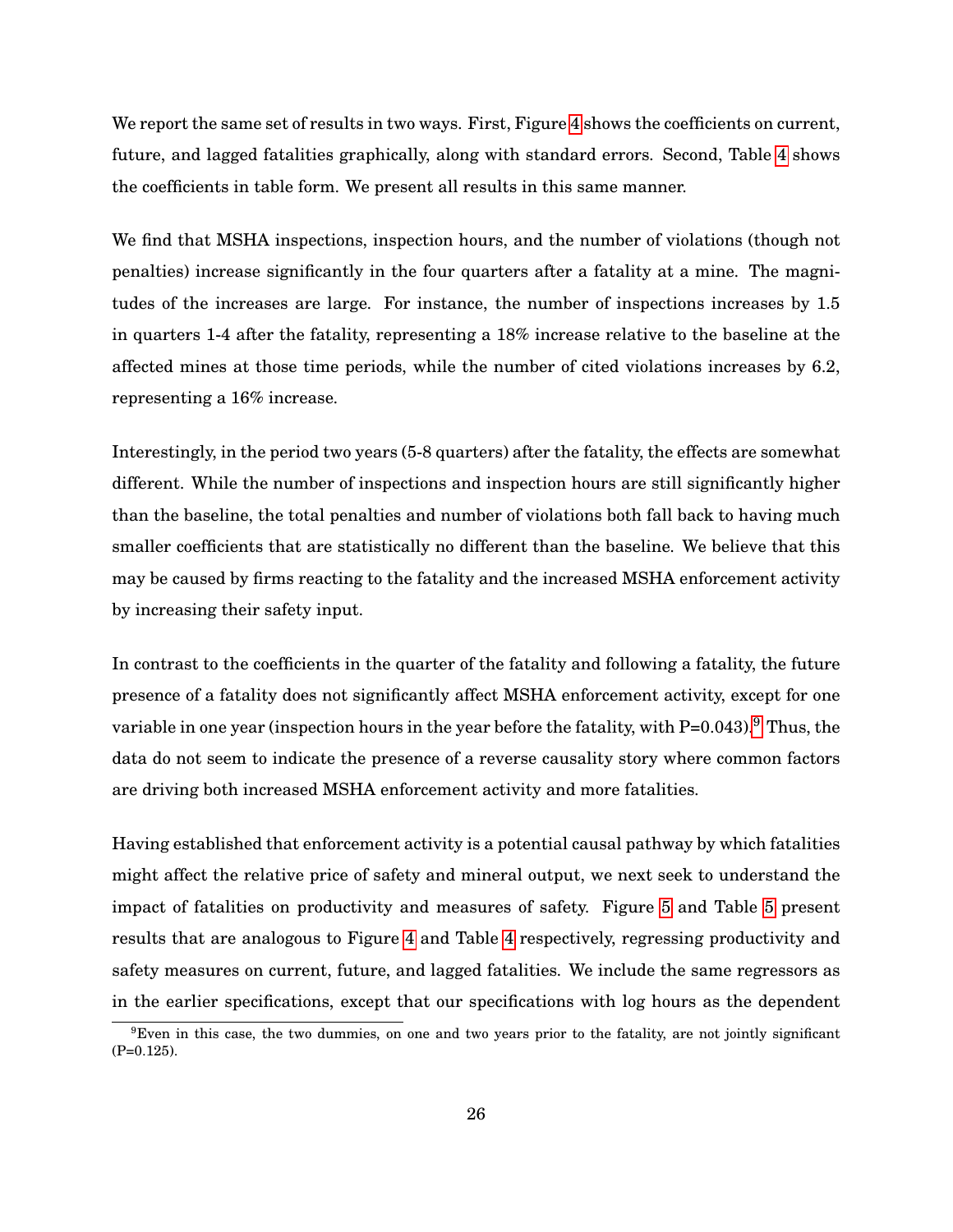We report the same set of results in two ways. First, Figure 4 shows the coefficients on current, future, and lagged fatalities graphically, along with standard errors. Second, Table 4 shows the coefficients in table form. We present all results in this same manner.

We find that MSHA inspections, inspection hours, and the number of violations (though not penalties) increase significantly in the four quarters after a fatality at a mine. The magnitudes of the increases are large. For instance, the number of inspections increases by 1.5 in quarters 1-4 after the fatality, representing a 18% increase relative to the baseline at the affected mines at those time periods, while the number of cited violations increases by 6.2, representing a 16% increase.

Interestingly, in the period two years (5-8 quarters) after the fatality, the effects are somewhat different. While the number of inspections and inspection hours are still significantly higher than the baseline, the total penalties and number of violations both fall back to having much smaller coefficients that are statistically no different than the baseline. We believe that this may be caused by firms reacting to the fatality and the increased MSHA enforcement activity by increasing their safety input.

In contrast to the coefficients in the quarter of the fatality and following a fatality, the future presence of a fatality does not significantly affect MSHA enforcement activity, except for one variable in one year (inspection hours in the year before the fatality, with P=0.043).[9] Thus, the data do not seem to indicate the presence of a reverse causality story where common factors are driving both increased MSHA enforcement activity and more fatalities.

Having established that enforcement activity is a potential causal pathway by which fatalities might affect the relative price of safety and mineral output, we next seek to understand the impact of fatalities on productivity and measures of safety. Figure 5 and Table 5 present results that are analogous to Figure 4 and Table 4 respectively, regressing productivity and safety measures on current, future, and lagged fatalities. We include the same regressors as in the earlier specifications, except that our specifications with log hours as the dependent

[9] Even in this case, the two dummies, on one and two years prior to the fatality, are not jointly significant (P=0.125).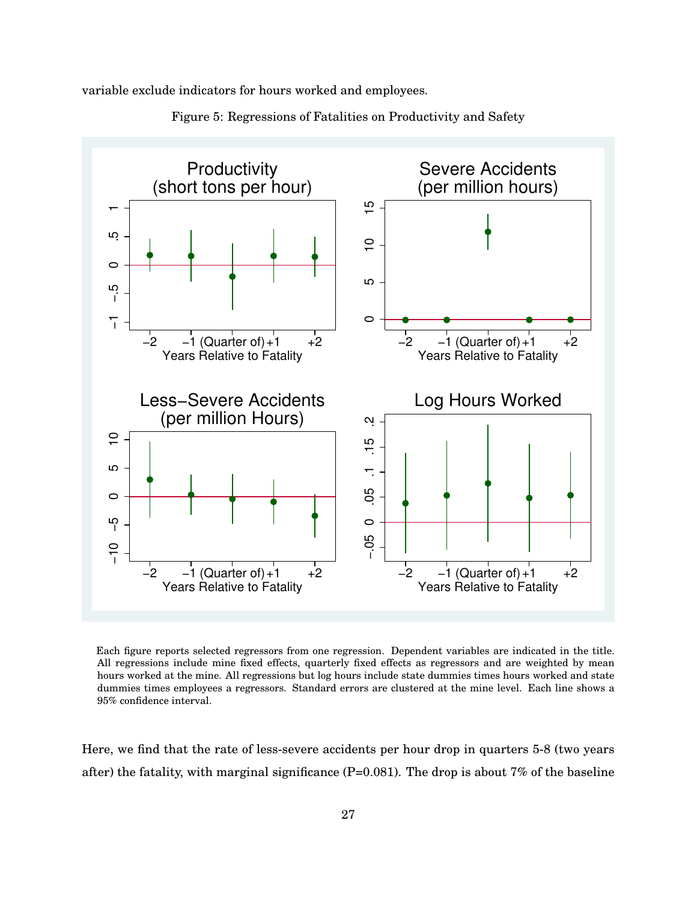variable exclude indicators for hours worked and employees.

Figure 5: Regressions of Fatalities on Productivity and Safety

Each figure reports selected regressors from one regression. Dependent variables are indicated in the title. All regressions include mine fixed effects, quarterly fixed effects as regressors and are weighted by mean hours worked at the mine. All regressions but log hours include state dummies times hours worked and state dummies times employees a regressors. Standard errors are clustered at the mine level. Each line shows a 95% confidence interval.

Here, we find that the rate of less-severe accidents per hour drop in quarters 5-8 (two years after) the fatality, with marginal significance (P=0.081). The drop is about 7% of the baseline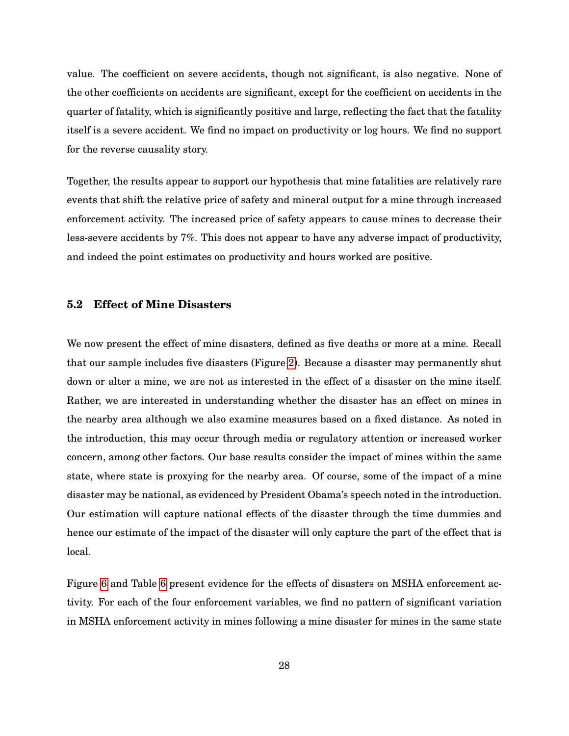value. The coefficient on severe accidents, though not significant, is also negative. None of the other coefficients on accidents are significant, except for the coefficient on accidents in the quarter of fatality, which is significantly positive and large, reflecting the fact that the fatality itself is a severe accident. We find no impact on productivity or log hours. We find no support for the reverse causality story.

Together, the results appear to support our hypothesis that mine fatalities are relatively rare events that shift the relative price of safety and mineral output for a mine through increased enforcement activity. The increased price of safety appears to cause mines to decrease their less-severe accidents by 7%. This does not appear to have any adverse impact of productivity, and indeed the point estimates on productivity and hours worked are positive.

### 5.2 Effect of Mine Disasters

We now present the effect of mine disasters, defined as five deaths or more at a mine. Recall that our sample includes five disasters (Figure 2). Because a disaster may permanently shut down or alter a mine, we are not as interested in the effect of a disaster on the mine itself. Rather, we are interested in understanding whether the disaster has an effect on mines in the nearby area although we also examine measures based on a fixed distance. As noted in the introduction, this may occur through media or regulatory attention or increased worker concern, among other factors. Our base results consider the impact of mines within the same state, where state is proxying for the nearby area. Of course, some of the impact of a mine disaster may be national, as evidenced by President Obama's speech noted in the introduction. Our estimation will capture national effects of the disaster through the time dummies and hence our estimate of the impact of the disaster will only capture the part of the effect that is local.

Figure 6 and Table 6 present evidence for the effects of disasters on MSHA enforcement activity. For each of the four enforcement variables, we find no pattern of significant variation in MSHA enforcement activity in mines following a mine disaster for mines in the same state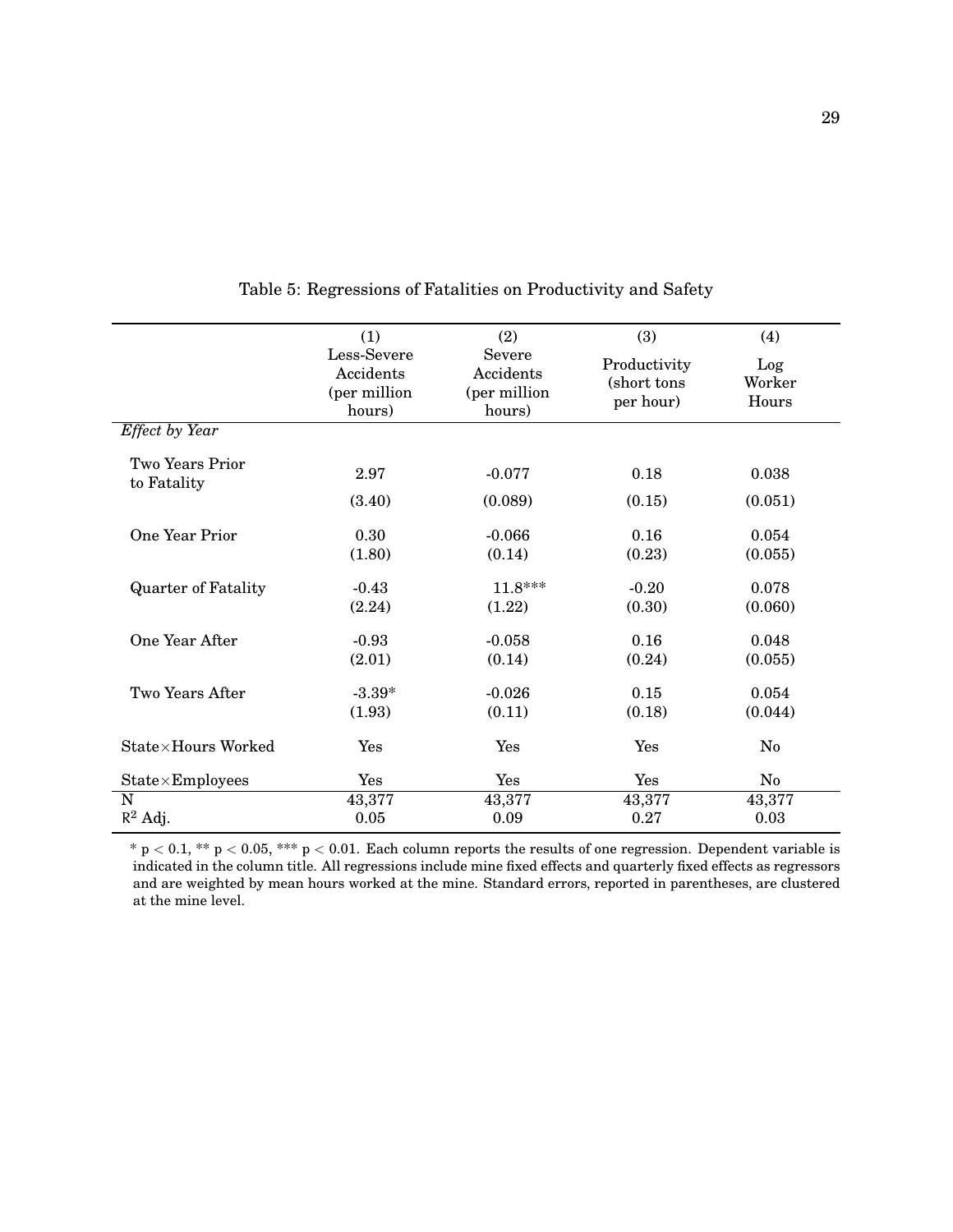Table 5: Regressions of Fatalities on Productivity and Safety

| | (1) | (2) | (3) | (4) |
|---|---|---|---|---|
| | Less-Severe Accidents (per million hours) | Severe Accidents (per million hours) | Productivity (short tons per hour) | Log Worker Hours |
| *Effect by Year* | | | | |
| Two Years Prior to Fatality | 2.97 | -0.077 | 0.18 | 0.038 |
| | (3.40) | (0.089) | (0.15) | (0.051) |
| One Year Prior | 0.30 | -0.066 | 0.16 | 0.054 |
| | (1.80) | (0.14) | (0.23) | (0.055) |
| Quarter of Fatality | -0.43 | 11.8*** | -0.20 | 0.078 |
| | (2.24) | (1.22) | (0.30) | (0.060) |
| One Year After | -0.93 | -0.058 | 0.16 | 0.048 |
| | (2.01) | (0.14) | (0.24) | (0.055) |
| Two Years After | -3.39* | -0.026 | 0.15 | 0.054 |
| | (1.93) | (0.11) | (0.18) | (0.044) |
| State×Hours Worked | Yes | Yes | Yes | No |
| State×Employees | Yes | Yes | Yes | No |
| N | 43,377 | 43,377 | 43,377 | 43,377 |
| $R^2$ Adj. | 0.05 | 0.09 | 0.27 | 0.03 |

\* $p < 0.1$, ** $p < 0.05$, *** $p < 0.01$. Each column reports the results of one regression. Dependent variable is indicated in the column title. All regressions include mine fixed effects and quarterly fixed effects as regressors and are weighted by mean hours worked at the mine. Standard errors, reported in parentheses, are clustered at the mine level.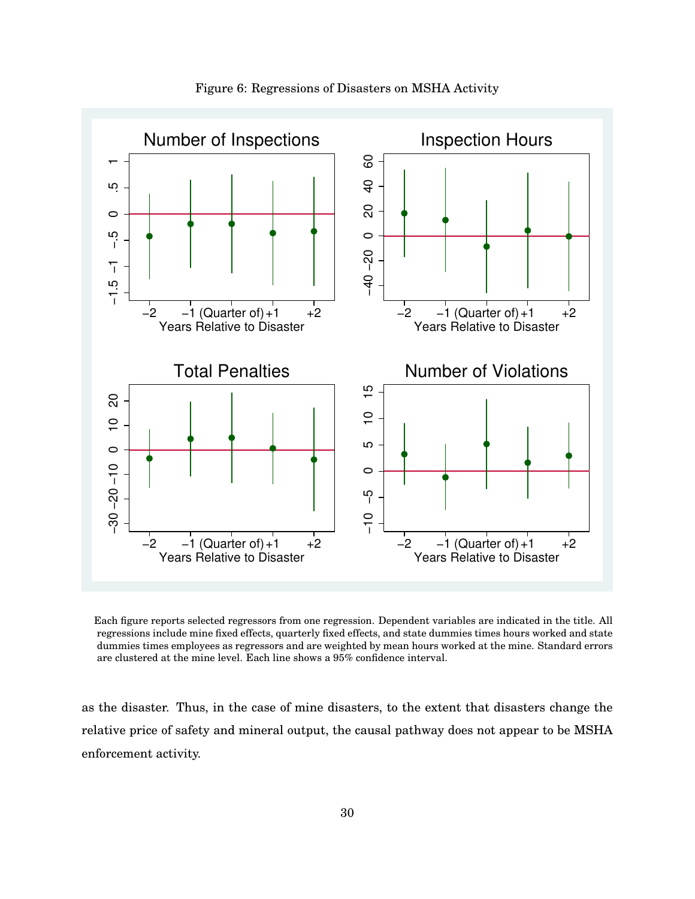Figure 6: Regressions of Disasters on MSHA Activity

Each figure reports selected regressors from one regression. Dependent variables are indicated in the title. All regressions include mine fixed effects, quarterly fixed effects, and state dummies times hours worked and state dummies times employees as regressors and are weighted by mean hours worked at the mine. Standard errors are clustered at the mine level. Each line shows a 95% confidence interval.

as the disaster. Thus, in the case of mine disasters, to the extent that disasters change the relative price of safety and mineral output, the causal pathway does not appear to be MSHA enforcement activity.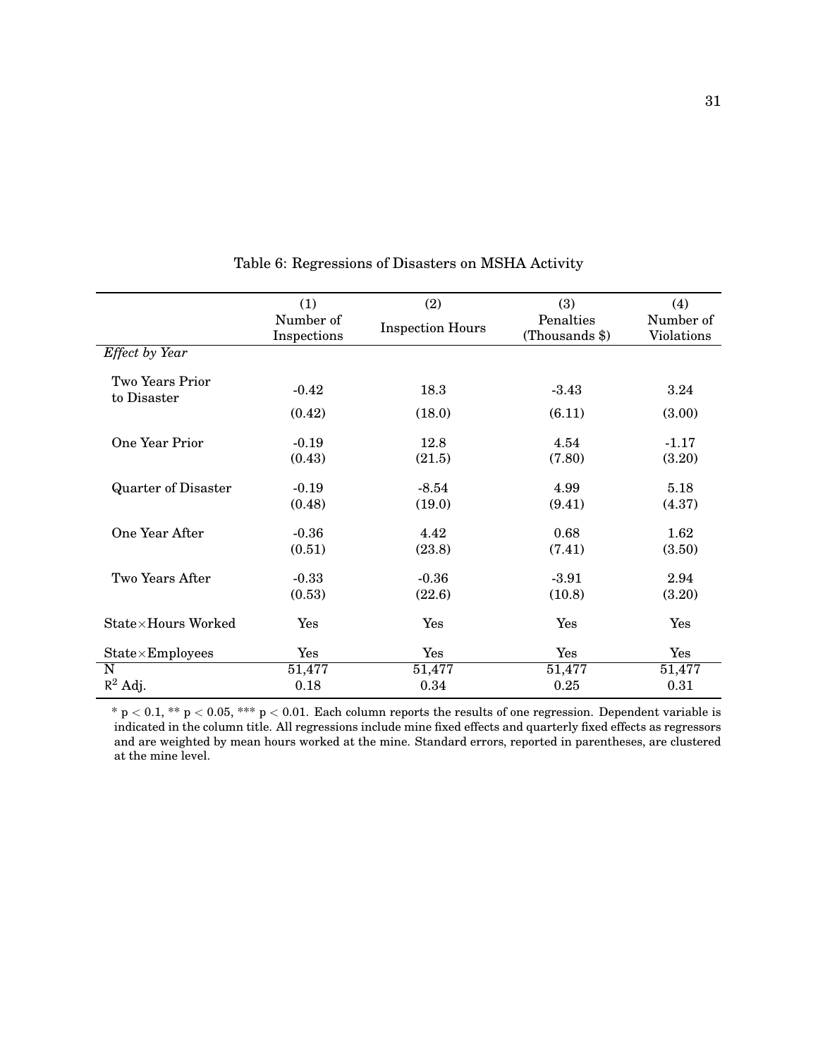Table 6: Regressions of Disasters on MSHA Activity

| | (1) Number of Inspections | (2) Inspection Hours | (3) Penalties (Thousands $) | (4) Number of Violations |
|---|---|---|---|---|
| *Effect by Year* | | | | |
| Two Years Prior to Disaster | -0.42 | 18.3 | -3.43 | 3.24 |
| | (0.42) | (18.0) | (6.11) | (3.00) |
| One Year Prior | -0.19 | 12.8 | 4.54 | -1.17 |
| | (0.43) | (21.5) | (7.80) | (3.20) |
| Quarter of Disaster | -0.19 | -8.54 | 4.99 | 5.18 |
| | (0.48) | (19.0) | (9.41) | (4.37) |
| One Year After | -0.36 | 4.42 | 0.68 | 1.62 |
| | (0.51) | (23.8) | (7.41) | (3.50) |
| Two Years After | -0.33 | -0.36 | -3.91 | 2.94 |
| | (0.53) | (22.6) | (10.8) | (3.20) |
| State×Hours Worked | Yes | Yes | Yes | Yes |
| State×Employees | Yes | Yes | Yes | Yes |
| N | 51,477 | 51,477 | 51,477 | 51,477 |
| $R^2$ Adj. | 0.18 | 0.34 | 0.25 | 0.31 |

* $p < 0.1$, ** $p < 0.05$, *** $p < 0.01$. Each column reports the results of one regression. Dependent variable is indicated in the column title. All regressions include mine fixed effects and quarterly fixed effects as regressors and are weighted by mean hours worked at the mine. Standard errors, reported in parentheses, are clustered at the mine level.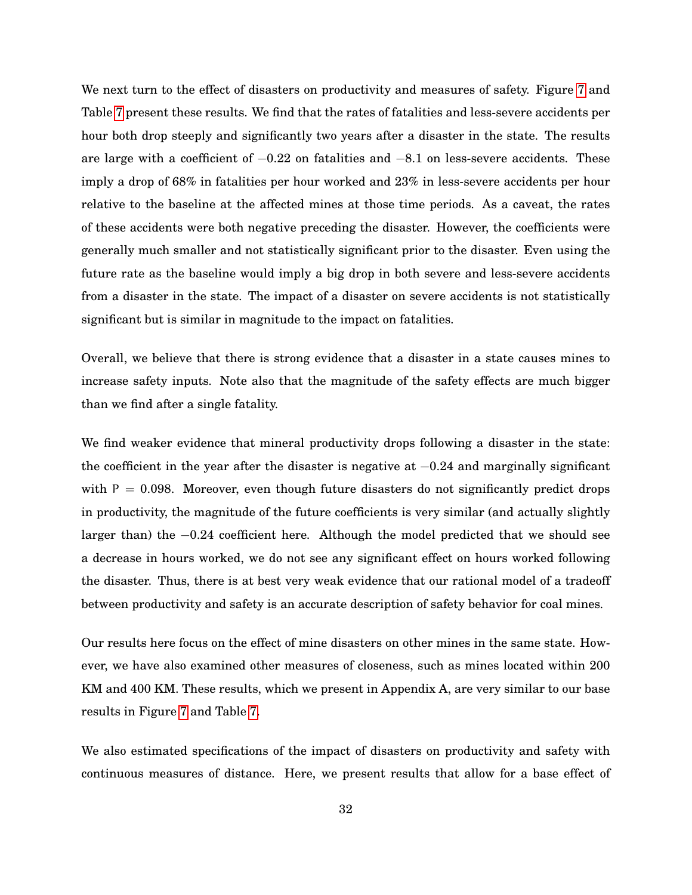We next turn to the effect of disasters on productivity and measures of safety. Figure 7 and Table 7 present these results. We find that the rates of fatalities and less-severe accidents per hour both drop steeply and significantly two years after a disaster in the state. The results are large with a coefficient of $-0.22$ on fatalities and $-8.1$ on less-severe accidents. These imply a drop of 68% in fatalities per hour worked and 23% in less-severe accidents per hour relative to the baseline at the affected mines at those time periods. As a caveat, the rates of these accidents were both negative preceding the disaster. However, the coefficients were generally much smaller and not statistically significant prior to the disaster. Even using the future rate as the baseline would imply a big drop in both severe and less-severe accidents from a disaster in the state. The impact of a disaster on severe accidents is not statistically significant but is similar in magnitude to the impact on fatalities.

Overall, we believe that there is strong evidence that a disaster in a state causes mines to increase safety inputs. Note also that the magnitude of the safety effects are much bigger than we find after a single fatality.

We find weaker evidence that mineral productivity drops following a disaster in the state: the coefficient in the year after the disaster is negative at $-0.24$ and marginally significant with $P = 0.098$. Moreover, even though future disasters do not significantly predict drops in productivity, the magnitude of the future coefficients is very similar (and actually slightly larger than) the $-0.24$ coefficient here. Although the model predicted that we should see a decrease in hours worked, we do not see any significant effect on hours worked following the disaster. Thus, there is at best very weak evidence that our rational model of a tradeoff between productivity and safety is an accurate description of safety behavior for coal mines.

Our results here focus on the effect of mine disasters on other mines in the same state. However, we have also examined other measures of closeness, such as mines located within 200 KM and 400 KM. These results, which we present in Appendix A, are very similar to our base results in Figure 7 and Table 7.

We also estimated specifications of the impact of disasters on productivity and safety with continuous measures of distance. Here, we present results that allow for a base effect of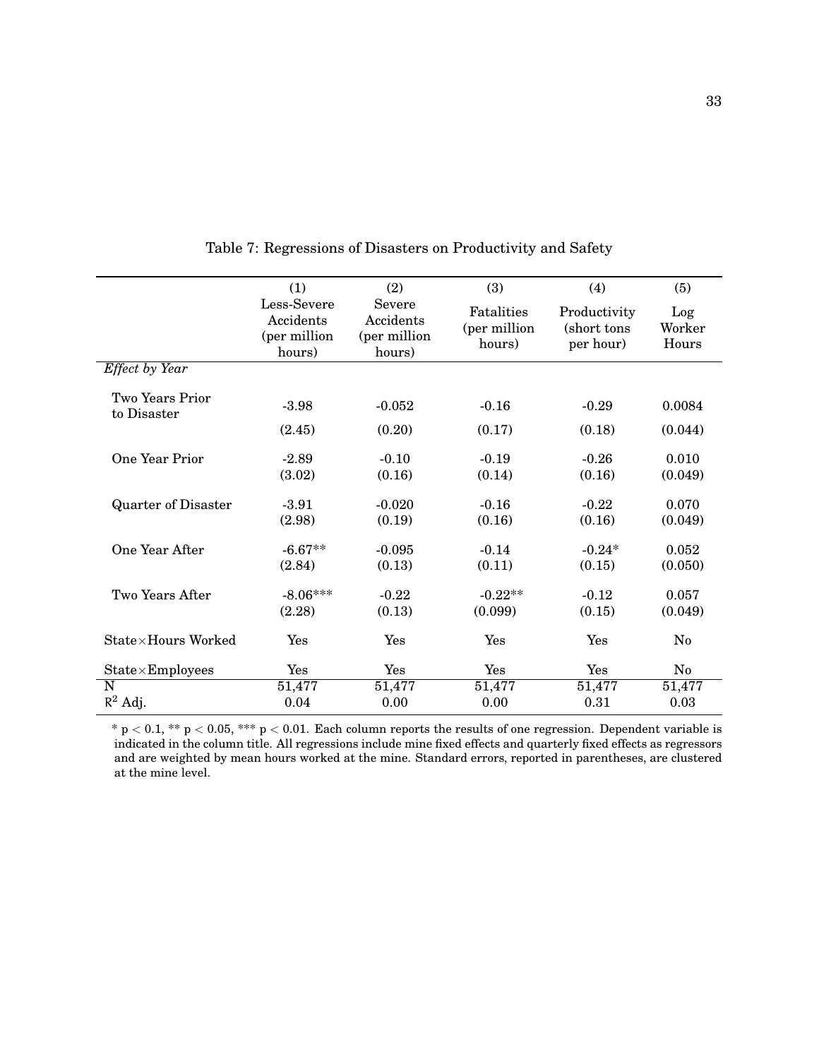Table 7: Regressions of Disasters on Productivity and Safety

| | (1) Less-Severe Accidents (per million hours) | (2) Severe Accidents (per million hours) | (3) Fatalities (per million hours) | (4) Productivity (short tons per hour) | (5) Log Worker Hours |
|---|---|---|---|---|---|
| *Effect by Year* | | | | | |
| Two Years Prior to Disaster | -3.98 | -0.052 | -0.16 | -0.29 | 0.0084 |
| | (2.45) | (0.20) | (0.17) | (0.18) | (0.044) |
| One Year Prior | -2.89 | -0.10 | -0.19 | -0.26 | 0.010 |
| | (3.02) | (0.16) | (0.14) | (0.16) | (0.049) |
| Quarter of Disaster | -3.91 | -0.020 | -0.16 | -0.22 | 0.070 |
| | (2.98) | (0.19) | (0.16) | (0.16) | (0.049) |
| One Year After | -6.67** | -0.095 | -0.14 | -0.24* | 0.052 |
| | (2.84) | (0.13) | (0.11) | (0.15) | (0.050) |
| Two Years After | -8.06*** | -0.22 | -0.22** | -0.12 | 0.057 |
| | (2.28) | (0.13) | (0.099) | (0.15) | (0.049) |
| State×Hours Worked | Yes | Yes | Yes | Yes | No |
| State×Employees | Yes | Yes | Yes | Yes | No |
| N | 51,477 | 51,477 | 51,477 | 51,477 | 51,477 |
| $R^2$ Adj. | 0.04 | 0.00 | 0.00 | 0.31 | 0.03 |

* $p < 0.1$, ** $p < 0.05$, *** $p < 0.01$. Each column reports the results of one regression. Dependent variable is indicated in the column title. All regressions include mine fixed effects and quarterly fixed effects as regressors and are weighted by mean hours worked at the mine. Standard errors, reported in parentheses, are clustered at the mine level.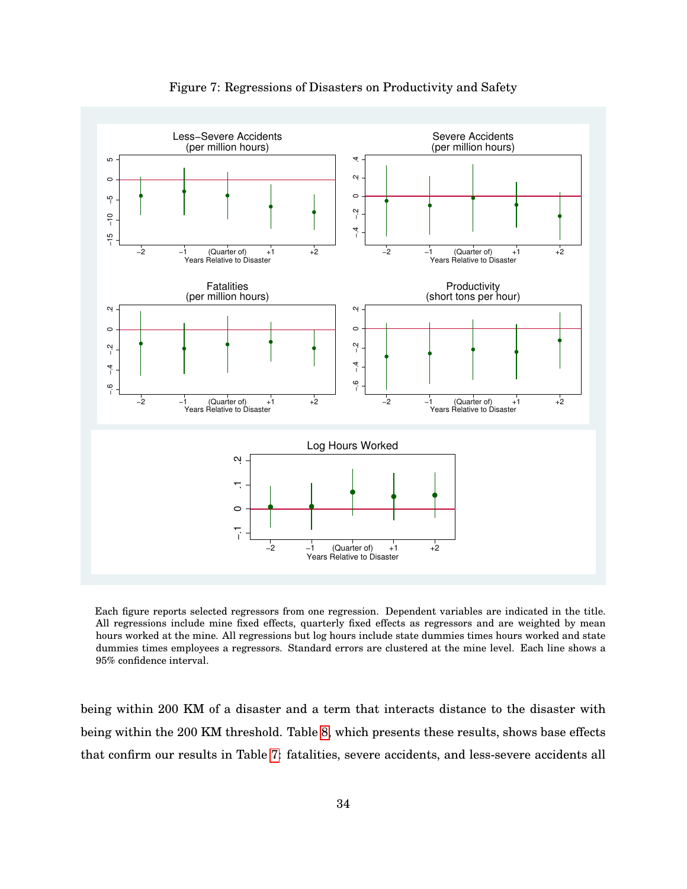Figure 7: Regressions of Disasters on Productivity and Safety

Each figure reports selected regressors from one regression. Dependent variables are indicated in the title. All regressions include mine fixed effects, quarterly fixed effects as regressors and are weighted by mean hours worked at the mine. All regressions but log hours include state dummies times hours worked and state dummies times employees a regressors. Standard errors are clustered at the mine level. Each line shows a 95% confidence interval.

being within 200 KM of a disaster and a term that interacts distance to the disaster with being within the 200 KM threshold. Table 8, which presents these results, shows base effects that confirm our results in Table 7: fatalities, severe accidents, and less-severe accidents all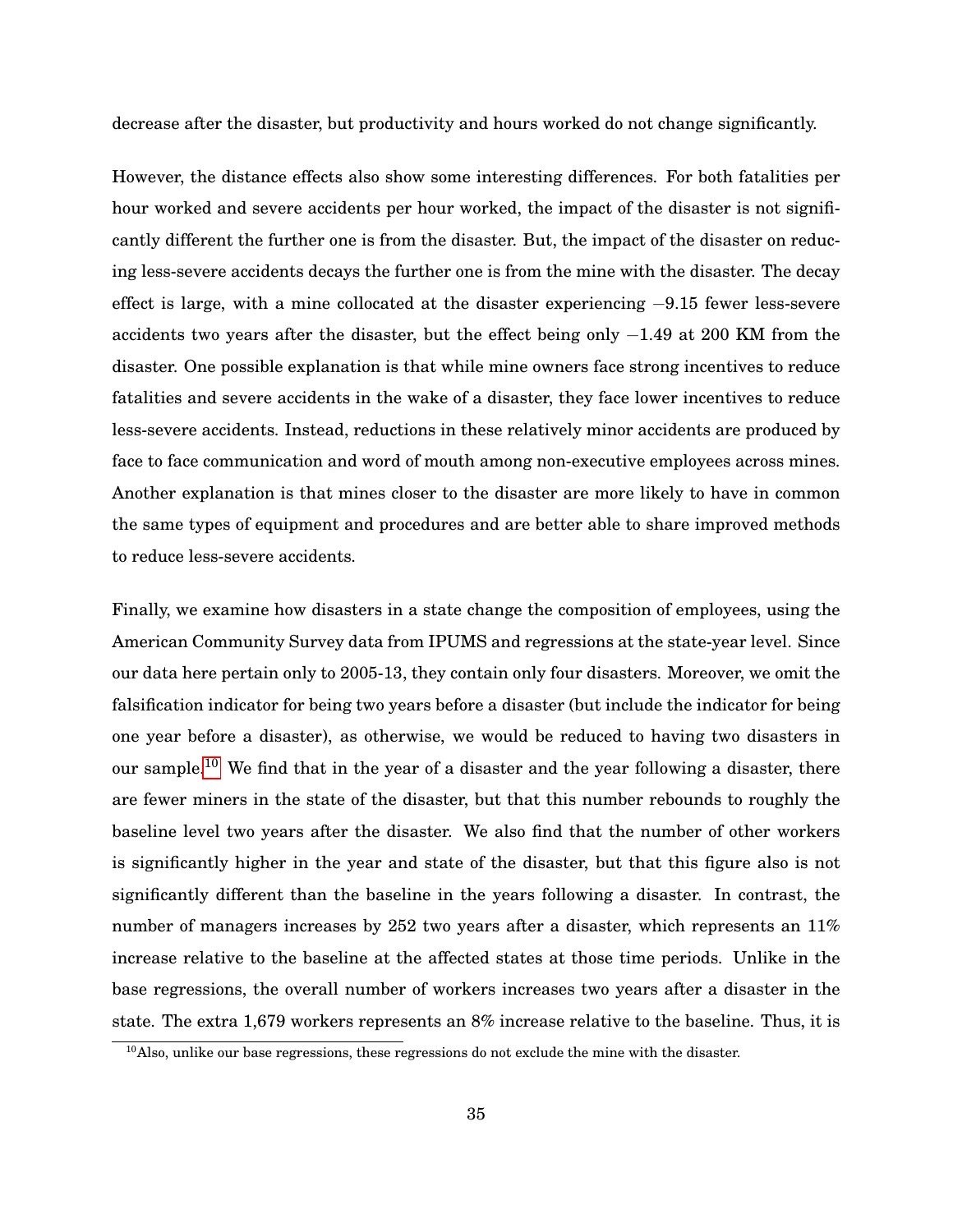decrease after the disaster, but productivity and hours worked do not change significantly.

However, the distance effects also show some interesting differences. For both fatalities per hour worked and severe accidents per hour worked, the impact of the disaster is not significantly different the further one is from the disaster. But, the impact of the disaster on reducing less-severe accidents decays the further one is from the mine with the disaster. The decay effect is large, with a mine collocated at the disaster experiencing $-9.15$ fewer less-severe accidents two years after the disaster, but the effect being only $-1.49$ at 200 KM from the disaster. One possible explanation is that while mine owners face strong incentives to reduce fatalities and severe accidents in the wake of a disaster, they face lower incentives to reduce less-severe accidents. Instead, reductions in these relatively minor accidents are produced by face to face communication and word of mouth among non-executive employees across mines. Another explanation is that mines closer to the disaster are more likely to have in common the same types of equipment and procedures and are better able to share improved methods to reduce less-severe accidents.

Finally, we examine how disasters in a state change the composition of employees, using the American Community Survey data from IPUMS and regressions at the state-year level. Since our data here pertain only to 2005-13, they contain only four disasters. Moreover, we omit the falsification indicator for being two years before a disaster (but include the indicator for being one year before a disaster), as otherwise, we would be reduced to having two disasters in our sample.[10] We find that in the year of a disaster and the year following a disaster, there are fewer miners in the state of the disaster, but that this number rebounds to roughly the baseline level two years after the disaster. We also find that the number of other workers is significantly higher in the year and state of the disaster, but that this figure also is not significantly different than the baseline in the years following a disaster. In contrast, the number of managers increases by 252 two years after a disaster, which represents an 11% increase relative to the baseline at the affected states at those time periods. Unlike in the base regressions, the overall number of workers increases two years after a disaster in the state. The extra 1,679 workers represents an 8% increase relative to the baseline. Thus, it is

[10] Also, unlike our base regressions, these regressions do not exclude the mine with the disaster.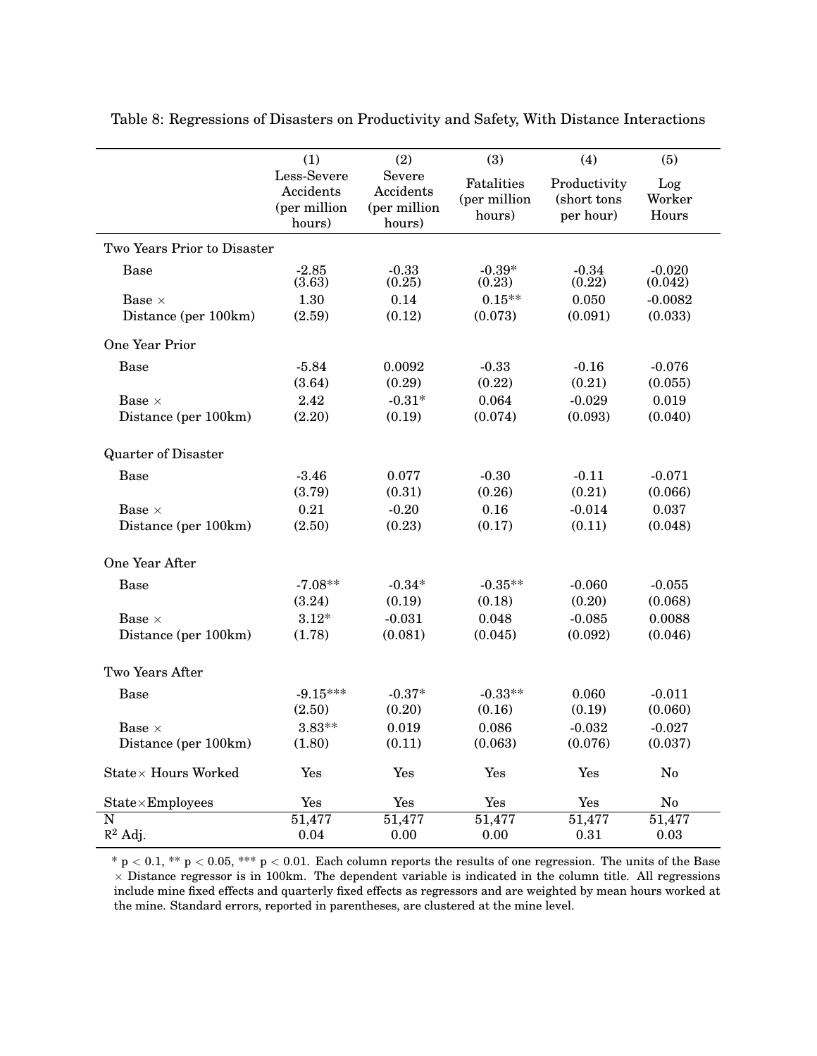Table 8: Regressions of Disasters on Productivity and Safety, With Distance Interactions

| | (1) Less-Severe Accidents (per million hours) | (2) Severe Accidents (per million hours) | (3) Fatalities (per million hours) | (4) Productivity (short tons per hour) | (5) Log Worker Hours |
|---|---|---|---|---|---|
| **Two Years Prior to Disaster** | | | | | |
| Base | -2.85 | -0.33 | -0.39* | -0.34 | -0.020 |
| | (3.63) | (0.25) | (0.23) | (0.22) | (0.042) |
| Base × Distance (per 100km) | 1.30 | 0.14 | 0.15** | 0.050 | -0.0082 |
| | (2.59) | (0.12) | (0.073) | (0.091) | (0.033) |
| **One Year Prior** | | | | | |
| Base | -5.84 | 0.0092 | -0.33 | -0.16 | -0.076 |
| | (3.64) | (0.29) | (0.22) | (0.21) | (0.055) |
| Base × Distance (per 100km) | 2.42 | -0.31* | 0.064 | -0.029 | 0.019 |
| | (2.20) | (0.19) | (0.074) | (0.093) | (0.040) |
| **Quarter of Disaster** | | | | | |
| Base | -3.46 | 0.077 | -0.30 | -0.11 | -0.071 |
| | (3.79) | (0.31) | (0.26) | (0.21) | (0.066) |
| Base × Distance (per 100km) | 0.21 | -0.20 | 0.16 | -0.014 | 0.037 |
| | (2.50) | (0.23) | (0.17) | (0.11) | (0.048) |
| **One Year After** | | | | | |
| Base | -7.08** | -0.34* | -0.35** | -0.060 | -0.055 |
| | (3.24) | (0.19) | (0.18) | (0.20) | (0.068) |
| Base × Distance (per 100km) | 3.12* | -0.031 | 0.048 | -0.085 | 0.0088 |
| | (1.78) | (0.081) | (0.045) | (0.092) | (0.046) |
| **Two Years After** | | | | | |
| Base | -9.15*** | -0.37* | -0.33** | 0.060 | -0.011 |
| | (2.50) | (0.20) | (0.16) | (0.19) | (0.060) |
| Base × Distance (per 100km) | 3.83** | 0.019 | 0.086 | -0.032 | -0.027 |
| | (1.80) | (0.11) | (0.063) | (0.076) | (0.037) |
| State× Hours Worked | Yes | Yes | Yes | Yes | No |
| State×Employees | Yes | Yes | Yes | Yes | No |
| N | 51,477 | 51,477 | 51,477 | 51,477 | 51,477 |
| $R^2$ Adj. | 0.04 | 0.00 | 0.00 | 0.31 | 0.03 |

* $p < 0.1$, ** $p < 0.05$, *** $p < 0.01$. Each column reports the results of one regression. The units of the Base × Distance regressor is in 100km. The dependent variable is indicated in the column title. All regressions include mine fixed effects and quarterly fixed effects as regressors and are weighted by mean hours worked at the mine. Standard errors, reported in parentheses, are clustered at the mine level.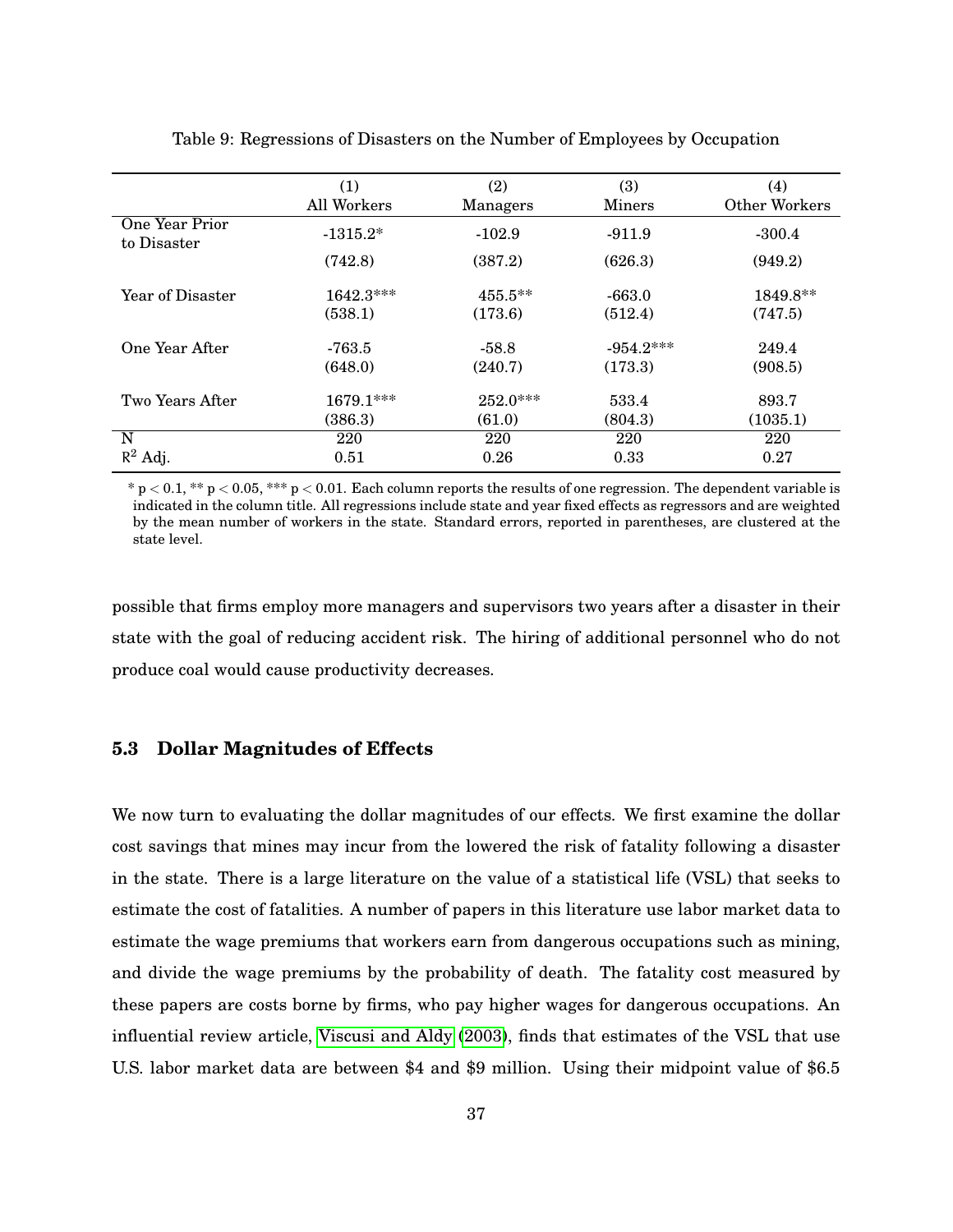Table 9: Regressions of Disasters on the Number of Employees by Occupation

| | (1) All Workers | (2) Managers | (3) Miners | (4) Other Workers |
|---|---|---|---|---|
| One Year Prior to Disaster | -1315.2* | -102.9 | -911.9 | -300.4 |
| | (742.8) | (387.2) | (626.3) | (949.2) |
| Year of Disaster | 1642.3*** | 455.5** | -663.0 | 1849.8** |
| | (538.1) | (173.6) | (512.4) | (747.5) |
| One Year After | -763.5 | -58.8 | -954.2*** | 249.4 |
| | (648.0) | (240.7) | (173.3) | (908.5) |
| Two Years After | 1679.1*** | 252.0*** | 533.4 | 893.7 |
| | (386.3) | (61.0) | (804.3) | (1035.1) |
| N | 220 | 220 | 220 | 220 |
| $R^2$ Adj. | 0.51 | 0.26 | 0.33 | 0.27 |

* $p < 0.1$, ** $p < 0.05$, *** $p < 0.01$. Each column reports the results of one regression. The dependent variable is indicated in the column title. All regressions include state and year fixed effects as regressors and are weighted by the mean number of workers in the state. Standard errors, reported in parentheses, are clustered at the state level.

possible that firms employ more managers and supervisors two years after a disaster in their state with the goal of reducing accident risk. The hiring of additional personnel who do not produce coal would cause productivity decreases.

### 5.3 Dollar Magnitudes of Effects

We now turn to evaluating the dollar magnitudes of our effects. We first examine the dollar cost savings that mines may incur from the lowered the risk of fatality following a disaster in the state. There is a large literature on the value of a statistical life (VSL) that seeks to estimate the cost of fatalities. A number of papers in this literature use labor market data to estimate the wage premiums that workers earn from dangerous occupations such as mining, and divide the wage premiums by the probability of death. The fatality cost measured by these papers are costs borne by firms, who pay higher wages for dangerous occupations. An influential review article, Viscusi and Aldy (2003), finds that estimates of the VSL that use U.S. labor market data are between \$4 and \$9 million. Using their midpoint value of \$6.5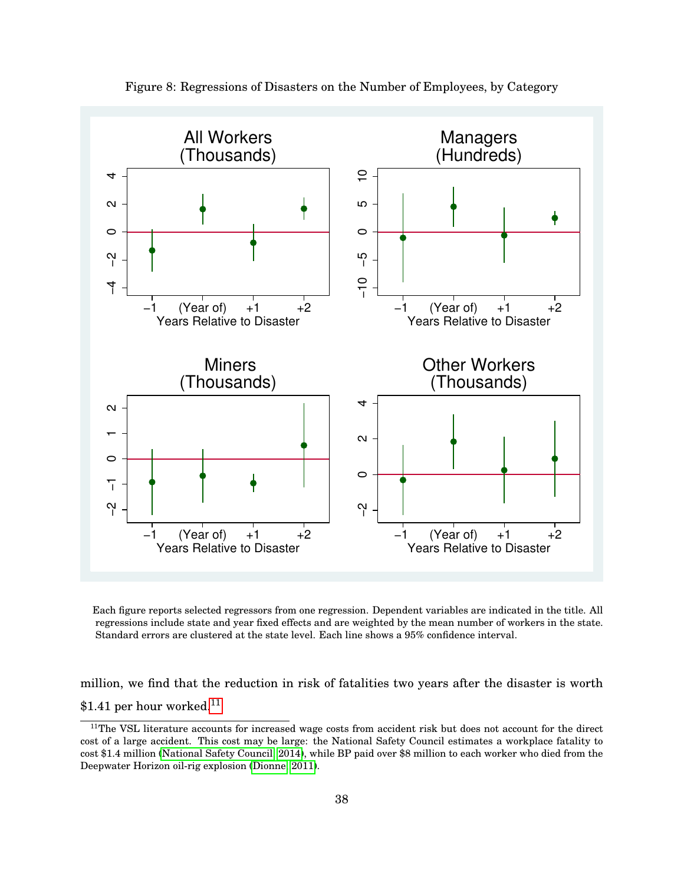Figure 8: Regressions of Disasters on the Number of Employees, by Category

Each figure reports selected regressors from one regression. Dependent variables are indicated in the title. All regressions include state and year fixed effects and are weighted by the mean number of workers in the state. Standard errors are clustered at the state level. Each line shows a 95% confidence interval.

million, we find that the reduction in risk of fatalities two years after the disaster is worth $1.41 per hour worked.[11]

[11] The VSL literature accounts for increased wage costs from accident risk but does not account for the direct cost of a large accident. This cost may be large: the National Safety Council estimates a workplace fatality to cost $1.4 million (National Safety Council, 2014), while BP paid over $8 million to each worker who died from the Deepwater Horizon oil-rig explosion (Dionne, 2011).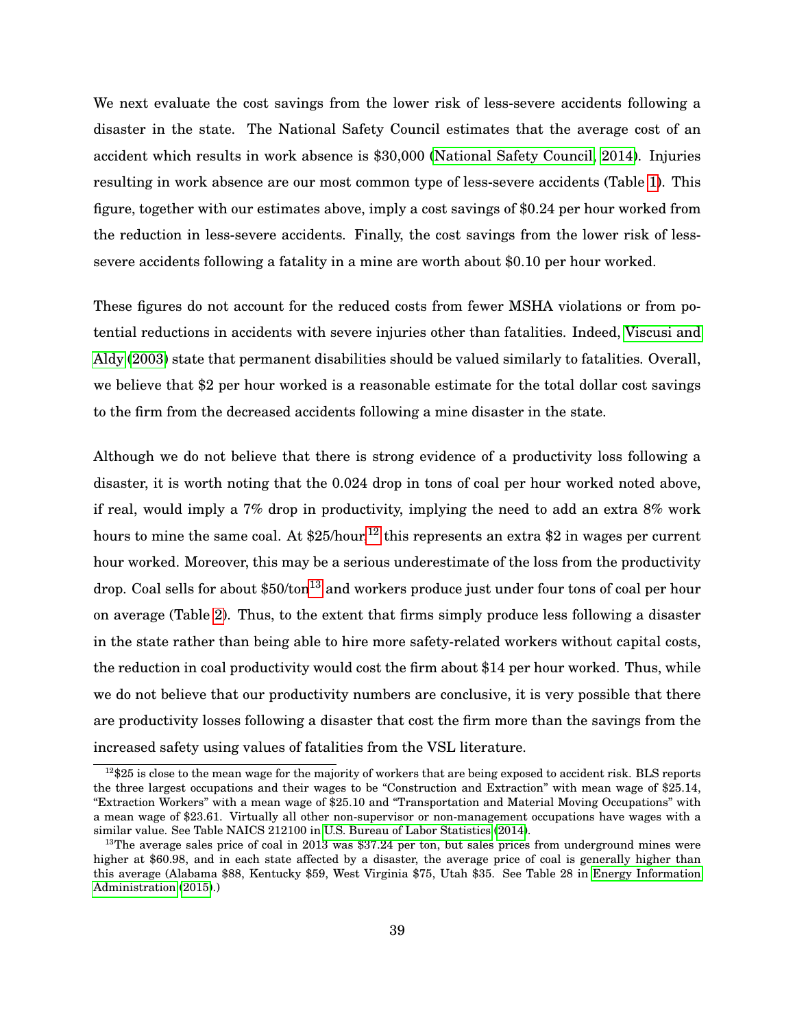We next evaluate the cost savings from the lower risk of less-severe accidents following a disaster in the state. The National Safety Council estimates that the average cost of an accident which results in work absence is $30,000 (National Safety Council, 2014). Injuries resulting in work absence are our most common type of less-severe accidents (Table 1). This figure, together with our estimates above, imply a cost savings of $0.24 per hour worked from the reduction in less-severe accidents. Finally, the cost savings from the lower risk of less-severe accidents following a fatality in a mine are worth about $0.10 per hour worked.

These figures do not account for the reduced costs from fewer MSHA violations or from potential reductions in accidents with severe injuries other than fatalities. Indeed, Viscusi and Aldy (2003) state that permanent disabilities should be valued similarly to fatalities. Overall, we believe that $2 per hour worked is a reasonable estimate for the total dollar cost savings to the firm from the decreased accidents following a mine disaster in the state.

Although we do not believe that there is strong evidence of a productivity loss following a disaster, it is worth noting that the 0.024 drop in tons of coal per hour worked noted above, if real, would imply a 7% drop in productivity, implying the need to add an extra 8% work hours to mine the same coal. At $25/hour,[12] this represents an extra $2 in wages per current hour worked. Moreover, this may be a serious underestimate of the loss from the productivity drop. Coal sells for about $50/ton[13] and workers produce just under four tons of coal per hour on average (Table 2). Thus, to the extent that firms simply produce less following a disaster in the state rather than being able to hire more safety-related workers without capital costs, the reduction in coal productivity would cost the firm about $14 per hour worked. Thus, while we do not believe that our productivity numbers are conclusive, it is very possible that there are productivity losses following a disaster that cost the firm more than the savings from the increased safety using values of fatalities from the VSL literature.

[12] $25 is close to the mean wage for the majority of workers that are being exposed to accident risk. BLS reports the three largest occupations and their wages to be "Construction and Extraction" with mean wage of $25.14, "Extraction Workers" with a mean wage of $25.10 and "Transportation and Material Moving Occupations" with a mean wage of $23.61. Virtually all other non-supervisor or non-management occupations have wages with a similar value. See Table NAICS 212100 in U.S. Bureau of Labor Statistics (2014).

[13] The average sales price of coal in 2013 was $37.24 per ton, but sales prices from underground mines were higher at 60.98, and in each state affected by a disaster, the average price of coal is generally higher than this average (Alabama $88, Kentucky $59, West Virginia $75, Utah $35. See Table 28 in Energy Information Administration (2015).)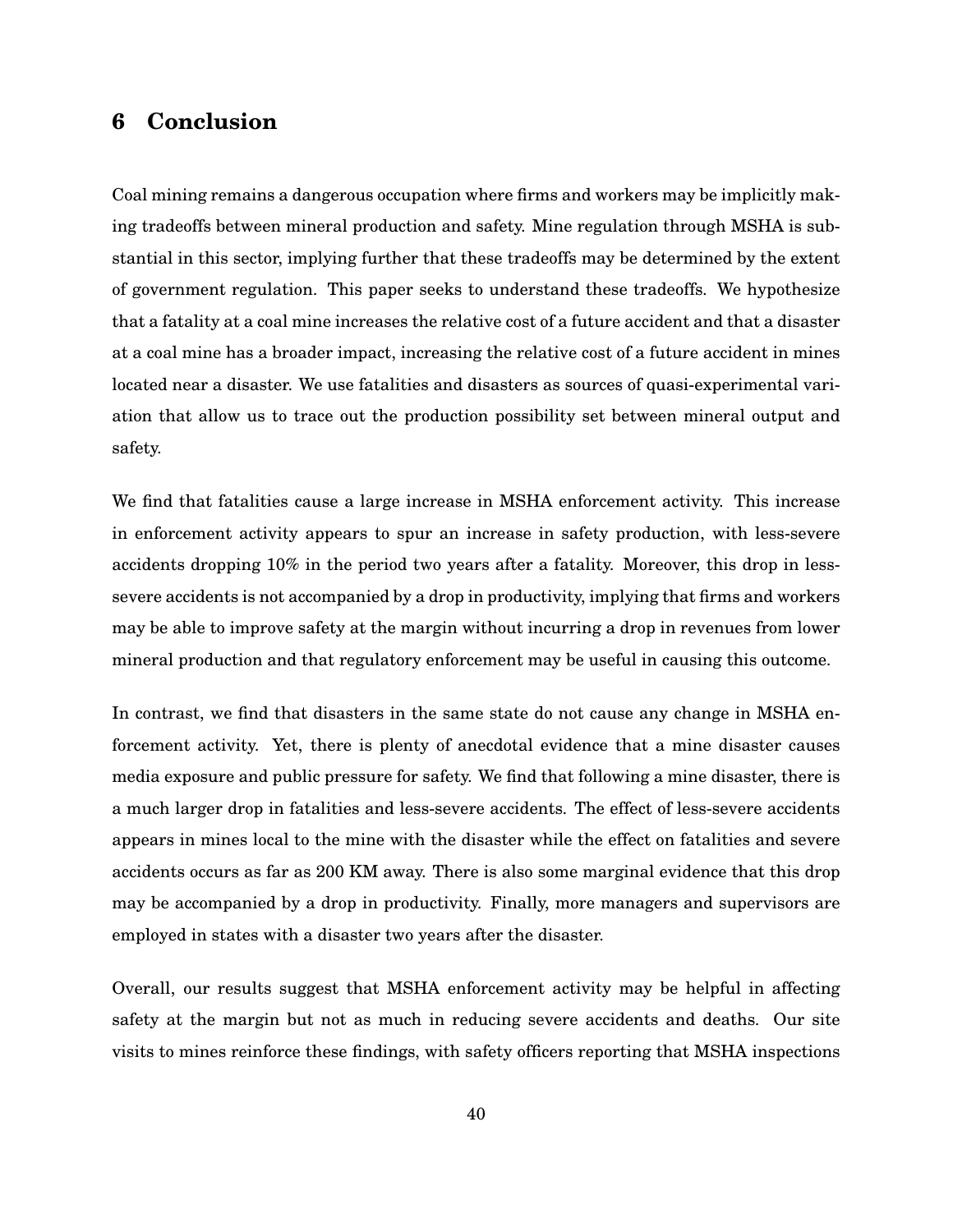## 6 Conclusion

Coal mining remains a dangerous occupation where firms and workers may be implicitly making tradeoffs between mineral production and safety. Mine regulation through MSHA is substantial in this sector, implying further that these tradeoffs may be determined by the extent of government regulation. This paper seeks to understand these tradeoffs. We hypothesize that a fatality at a coal mine increases the relative cost of a future accident and that a disaster at a coal mine has a broader impact, increasing the relative cost of a future accident in mines located near a disaster. We use fatalities and disasters as sources of quasi-experimental variation that allow us to trace out the production possibility set between mineral output and safety.

We find that fatalities cause a large increase in MSHA enforcement activity. This increase in enforcement activity appears to spur an increase in safety production, with less-severe accidents dropping 10% in the period two years after a fatality. Moreover, this drop in less-severe accidents is not accompanied by a drop in productivity, implying that firms and workers may be able to improve safety at the margin without incurring a drop in revenues from lower mineral production and that regulatory enforcement may be useful in causing this outcome.

In contrast, we find that disasters in the same state do not cause any change in MSHA enforcement activity. Yet, there is plenty of anecdotal evidence that a mine disaster causes media exposure and public pressure for safety. We find that following a mine disaster, there is a much larger drop in fatalities and less-severe accidents. The effect of less-severe accidents appears in mines local to the mine with the disaster while the effect on fatalities and severe accidents occurs as far as 200 KM away. There is also some marginal evidence that this drop may be accompanied by a drop in productivity. Finally, more managers and supervisors are employed in states with a disaster two years after the disaster.

Overall, our results suggest that MSHA enforcement activity may be helpful in affecting safety at the margin but not as much in reducing severe accidents and deaths. Our site visits to mines reinforce these findings, with safety officers reporting that MSHA inspections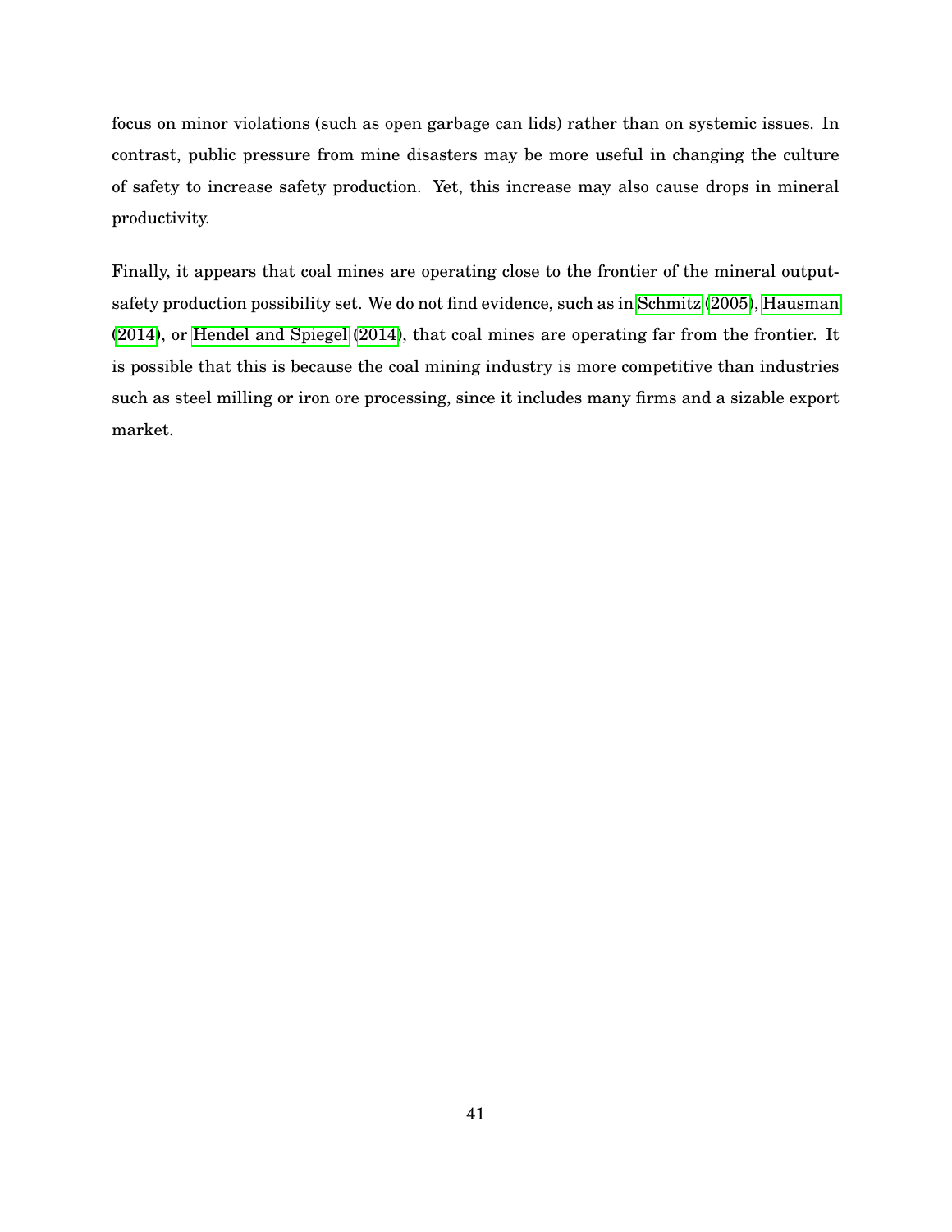focus on minor violations (such as open garbage can lids) rather than on systemic issues. In contrast, public pressure from mine disasters may be more useful in changing the culture of safety to increase safety production. Yet, this increase may also cause drops in mineral productivity.

Finally, it appears that coal mines are operating close to the frontier of the mineral output-safety production possibility set. We do not find evidence, such as in Schmitz (2005), Hausman (2014), or Hendel and Spiegel (2014), that coal mines are operating far from the frontier. It is possible that this is because the coal mining industry is more competitive than industries such as steel milling or iron ore processing, since it includes many firms and a sizable export market.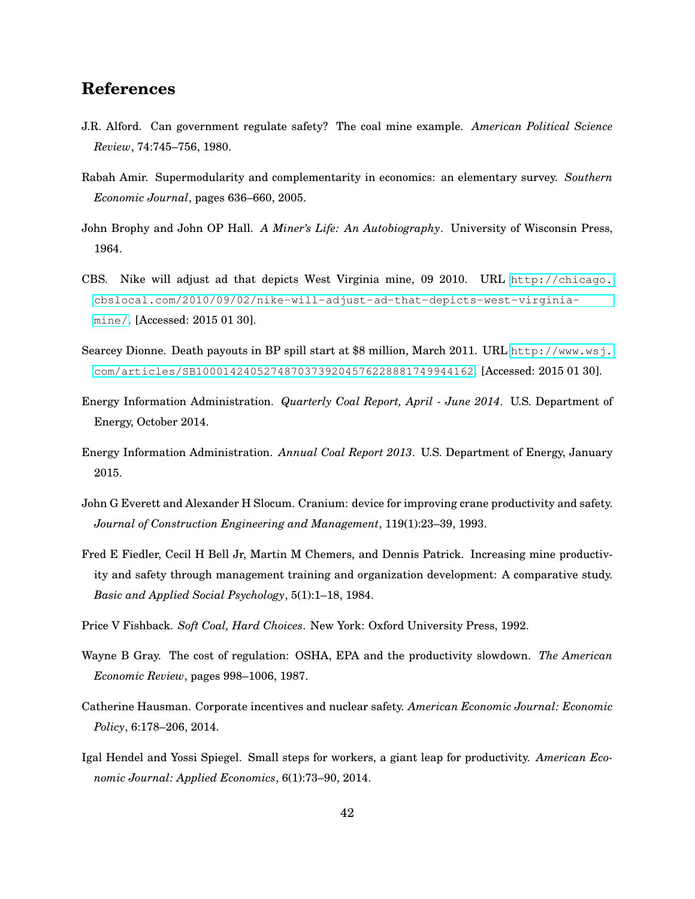# References

J.R. Alford. Can government regulate safety? The coal mine example. *American Political Science Review*, 74:745–756, 1980.

Rabah Amir. Supermodularity and complementarity in economics: an elementary survey. *Southern Economic Journal*, pages 636–660, 2005.

John Brophy and John OP Hall. *A Miner's Life: An Autobiography*. University of Wisconsin Press, 1964.

CBS. Nike will adjust ad that depicts West Virginia mine, 09 2010. URL http://chicago.cbslocal.com/2010/09/02/nike-will-adjust-ad-that-depicts-west-virginia-mine/. [Accessed: 2015 01 30].

Searcey Dionne. Death payouts in BP spill start at $8 million, March 2011. URL http://www.wsj.com/articles/SB10001424052748703739204576228881749944162. [Accessed: 2015 01 30].

Energy Information Administration. *Quarterly Coal Report, April - June 2014*. U.S. Department of Energy, October 2014.

Energy Information Administration. *Annual Coal Report 2013*. U.S. Department of Energy, January 2015.

John G Everett and Alexander H Slocum. Cranium: device for improving crane productivity and safety. *Journal of Construction Engineering and Management*, 119(1):23–39, 1993.

Fred E Fiedler, Cecil H Bell Jr, Martin M Chemers, and Dennis Patrick. Increasing mine productivity and safety through management training and organization development: A comparative study. *Basic and Applied Social Psychology*, 5(1):1–18, 1984.

Price V Fishback. *Soft Coal, Hard Choices*. New York: Oxford University Press, 1992.

Wayne B Gray. The cost of regulation: OSHA, EPA and the productivity slowdown. *The American Economic Review*, pages 998–1006, 1987.

Catherine Hausman. Corporate incentives and nuclear safety. *American Economic Journal: Economic Policy*, 6:178–206, 2014.

Igal Hendel and Yossi Spiegel. Small steps for workers, a giant leap for productivity. *American Economic Journal: Applied Economics*, 6(1):73–90, 2014.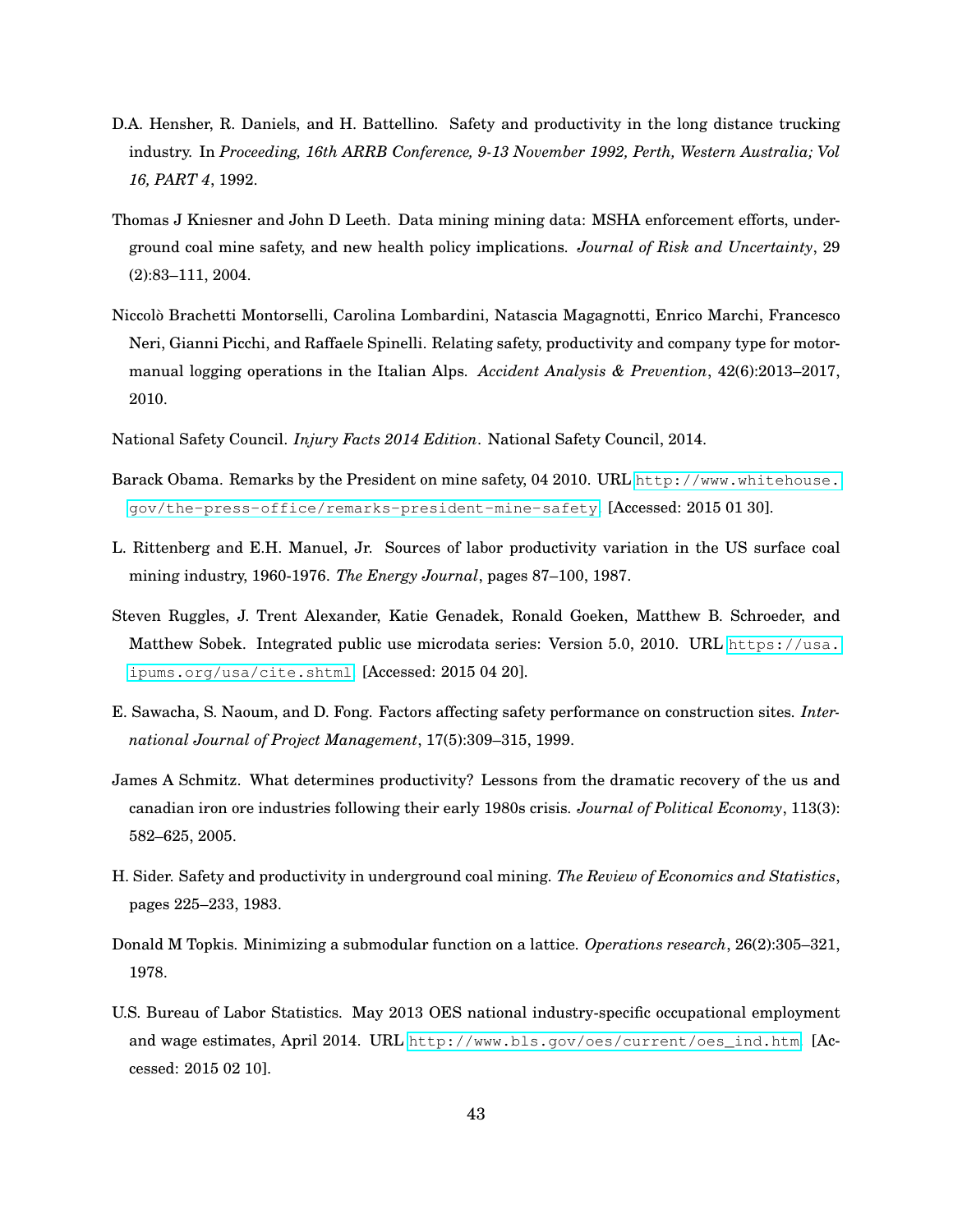D.A. Hensher, R. Daniels, and H. Battellino. Safety and productivity in the long distance trucking industry. In *Proceeding, 16th ARRB Conference, 9-13 November 1992, Perth, Western Australia; Vol 16, PART 4*, 1992.

Thomas J Kniesner and John D Leeth. Data mining mining data: MSHA enforcement efforts, underground coal mine safety, and new health policy implications. *Journal of Risk and Uncertainty*, 29 (2):83–111, 2004.

Niccolò Brachetti Montorselli, Carolina Lombardini, Natascia Magagnotti, Enrico Marchi, Francesco Neri, Gianni Picchi, and Raffaele Spinelli. Relating safety, productivity and company type for motor-manual logging operations in the Italian Alps. *Accident Analysis & Prevention*, 42(6):2013–2017, 2010.

National Safety Council. *Injury Facts 2014 Edition*. National Safety Council, 2014.

Barack Obama. Remarks by the President on mine safety, 04 2010. URL http://www.whitehouse.gov/the-press-office/remarks-president-mine-safety. [Accessed: 2015 01 30].

L. Rittenberg and E.H. Manuel, Jr. Sources of labor productivity variation in the US surface coal mining industry, 1960-1976. *The Energy Journal*, pages 87–100, 1987.

Steven Ruggles, J. Trent Alexander, Katie Genadek, Ronald Goeken, Matthew B. Schroeder, and Matthew Sobek. Integrated public use microdata series: Version 5.0, 2010. URL https://usa.ipums.org/usa/cite.shtml. [Accessed: 2015 04 20].

E. Sawacha, S. Naoum, and D. Fong. Factors affecting safety performance on construction sites. *International Journal of Project Management*, 17(5):309–315, 1999.

James A Schmitz. What determines productivity? Lessons from the dramatic recovery of the us and canadian iron ore industries following their early 1980s crisis. *Journal of Political Economy*, 113(3): 582–625, 2005.

H. Sider. Safety and productivity in underground coal mining. *The Review of Economics and Statistics*, pages 225–233, 1983.

Donald M Topkis. Minimizing a submodular function on a lattice. *Operations research*, 26(2):305–321, 1978.

U.S. Bureau of Labor Statistics. May 2013 OES national industry-specific occupational employment and wage estimates, April 2014. URL http://www.bls.gov/oes/current/oes_ind.htm. [Accessed: 2015 02 10].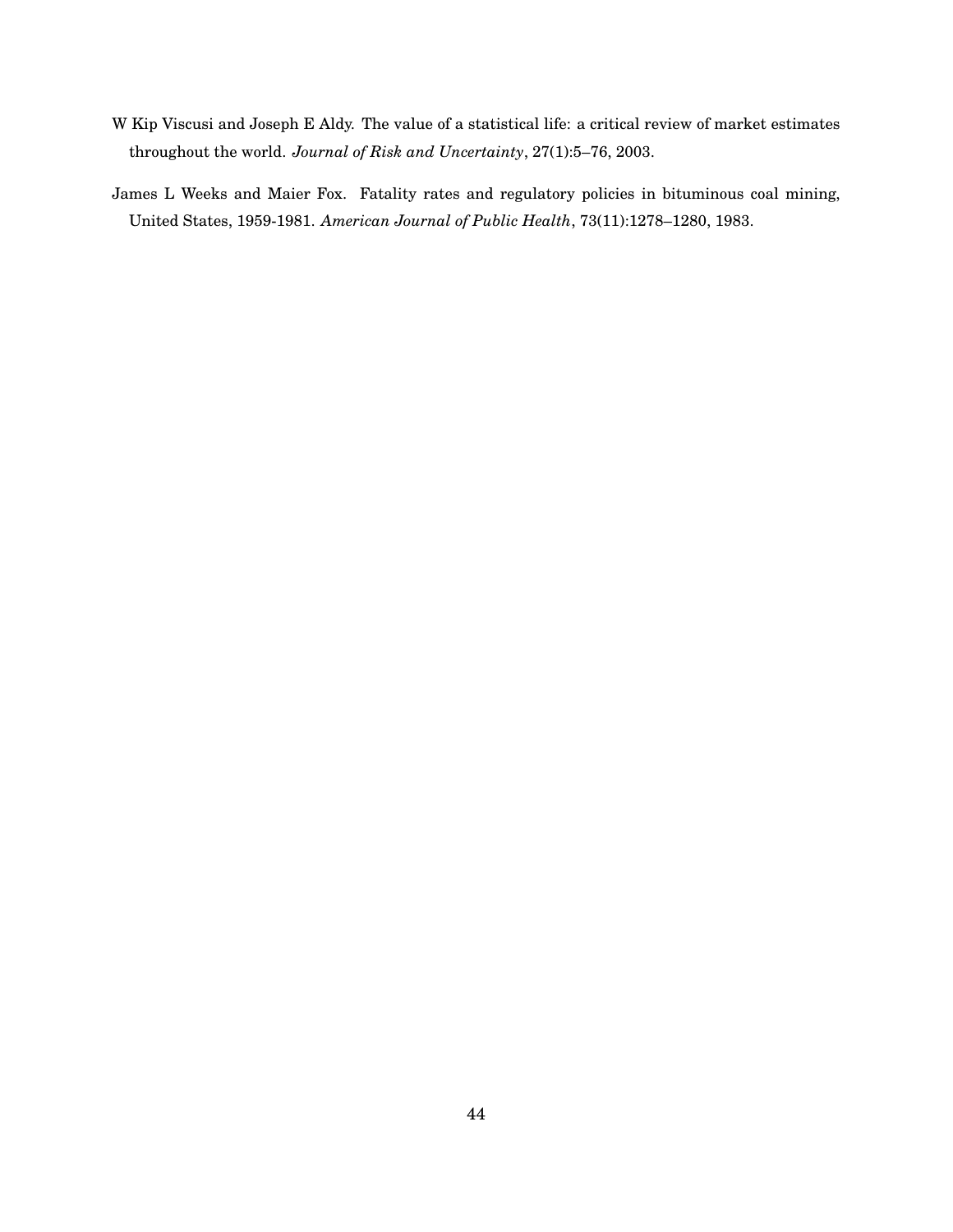W Kip Viscusi and Joseph E Aldy. The value of a statistical life: a critical review of market estimates throughout the world. *Journal of Risk and Uncertainty*, 27(1):5–76, 2003.

James L Weeks and Maier Fox. Fatality rates and regulatory policies in bituminous coal mining, United States, 1959-1981. *American Journal of Public Health*, 73(11):1278–1280, 1983.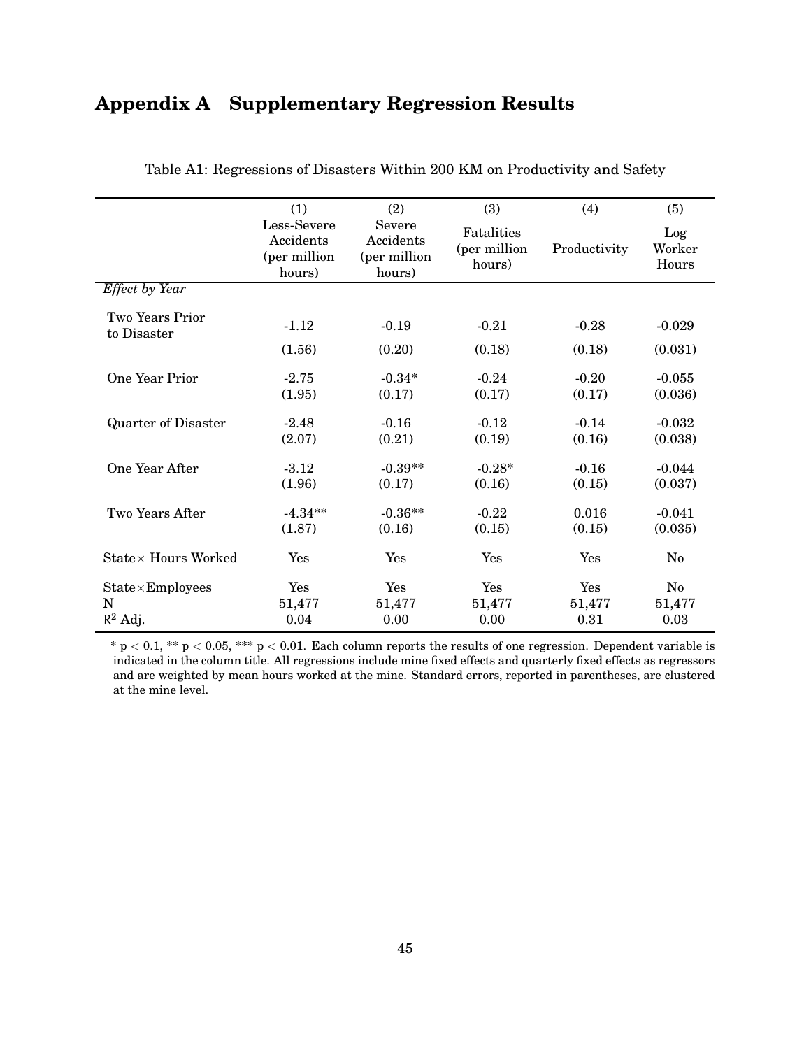# Appendix A Supplementary Regression Results

Table A1: Regressions of Disasters Within 200 KM on Productivity and Safety

| | (1) | (2) | (3) | (4) | (5) |
|---|---|---|---|---|---|
| | Less-Severe Accidents (per million hours) | Severe Accidents (per million hours) | Fatalities (per million hours) | Productivity | Log Worker Hours |
| *Effect by Year* | | | | | |
| Two Years Prior to Disaster | -1.12 | -0.19 | -0.21 | -0.28 | -0.029 |
| | (1.56) | (0.20) | (0.18) | (0.18) | (0.031) |
| One Year Prior | -2.75 | -0.34* | -0.24 | -0.20 | -0.055 |
| | (1.95) | (0.17) | (0.17) | (0.17) | (0.036) |
| Quarter of Disaster | -2.48 | -0.16 | -0.12 | -0.14 | -0.032 |
| | (2.07) | (0.21) | (0.19) | (0.16) | (0.038) |
| One Year After | -3.12 | -0.39** | -0.28* | -0.16 | -0.044 |
| | (1.96) | (0.17) | (0.16) | (0.15) | (0.037) |
| Two Years After | -4.34** | -0.36** | -0.22 | 0.016 | -0.041 |
| | (1.87) | (0.16) | (0.15) | (0.15) | (0.035) |
| State× Hours Worked | Yes | Yes | Yes | Yes | No |
| State×Employees | Yes | Yes | Yes | Yes | No |
| N | 51,477 | 51,477 | 51,477 | 51,477 | 51,477 |
| $R^2$ Adj. | 0.04 | 0.00 | 0.00 | 0.31 | 0.03 |

* $p < 0.1$, ** $p < 0.05$, *** $p < 0.01$. Each column reports the results of one regression. Dependent variable is indicated in the column title. All regressions include mine fixed effects and quarterly fixed effects as regressors and are weighted by mean hours worked at the mine. Standard errors, reported in parentheses, are clustered at the mine level.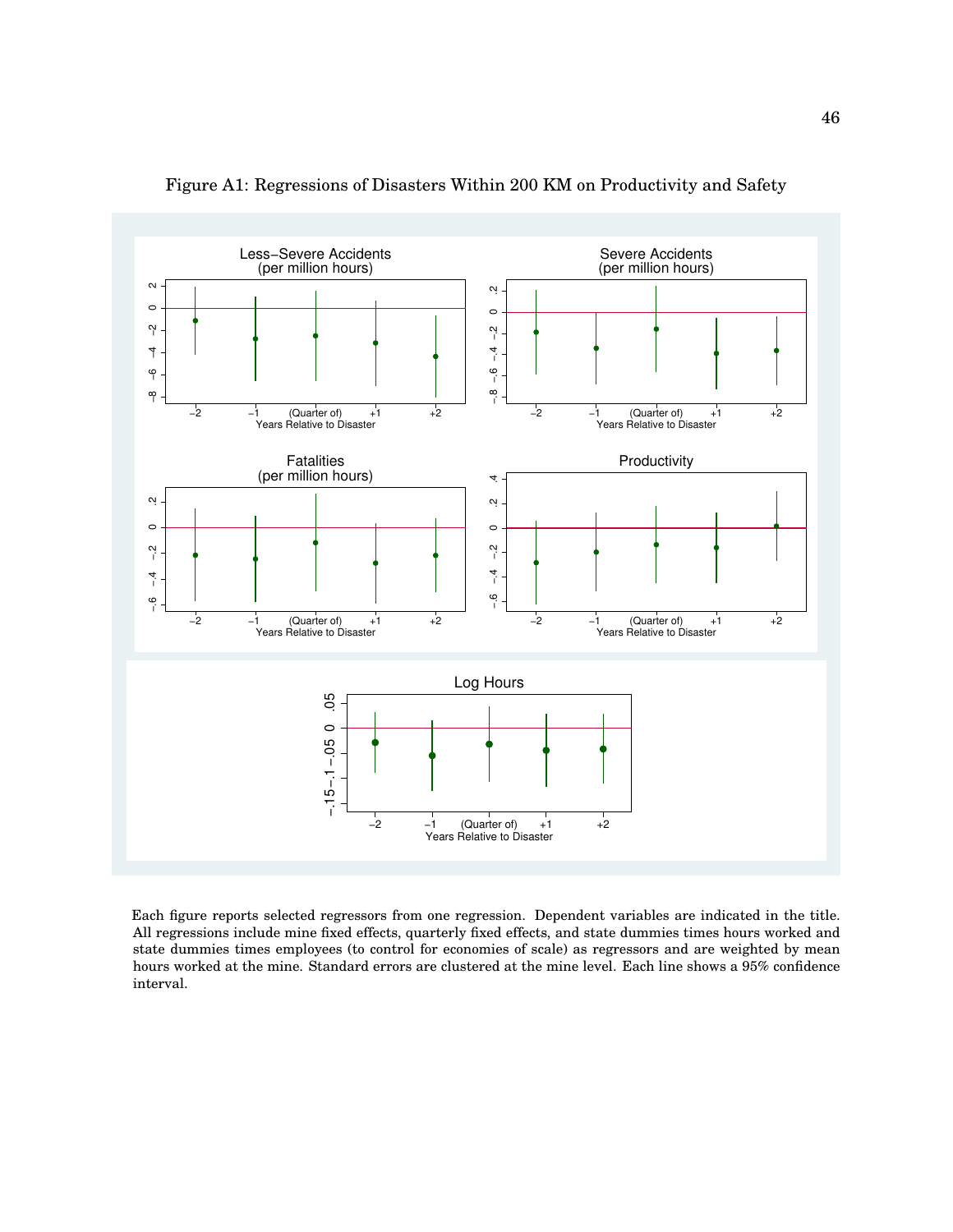Figure A1: Regressions of Disasters Within 200 KM on Productivity and Safety

Each figure reports selected regressors from one regression. Dependent variables are indicated in the title. All regressions include mine fixed effects, quarterly fixed effects, and state dummies times hours worked and state dummies times employees (to control for economies of scale) as regressors and are weighted by mean hours worked at the mine. Standard errors are clustered at the mine level. Each line shows a 95% confidence interval.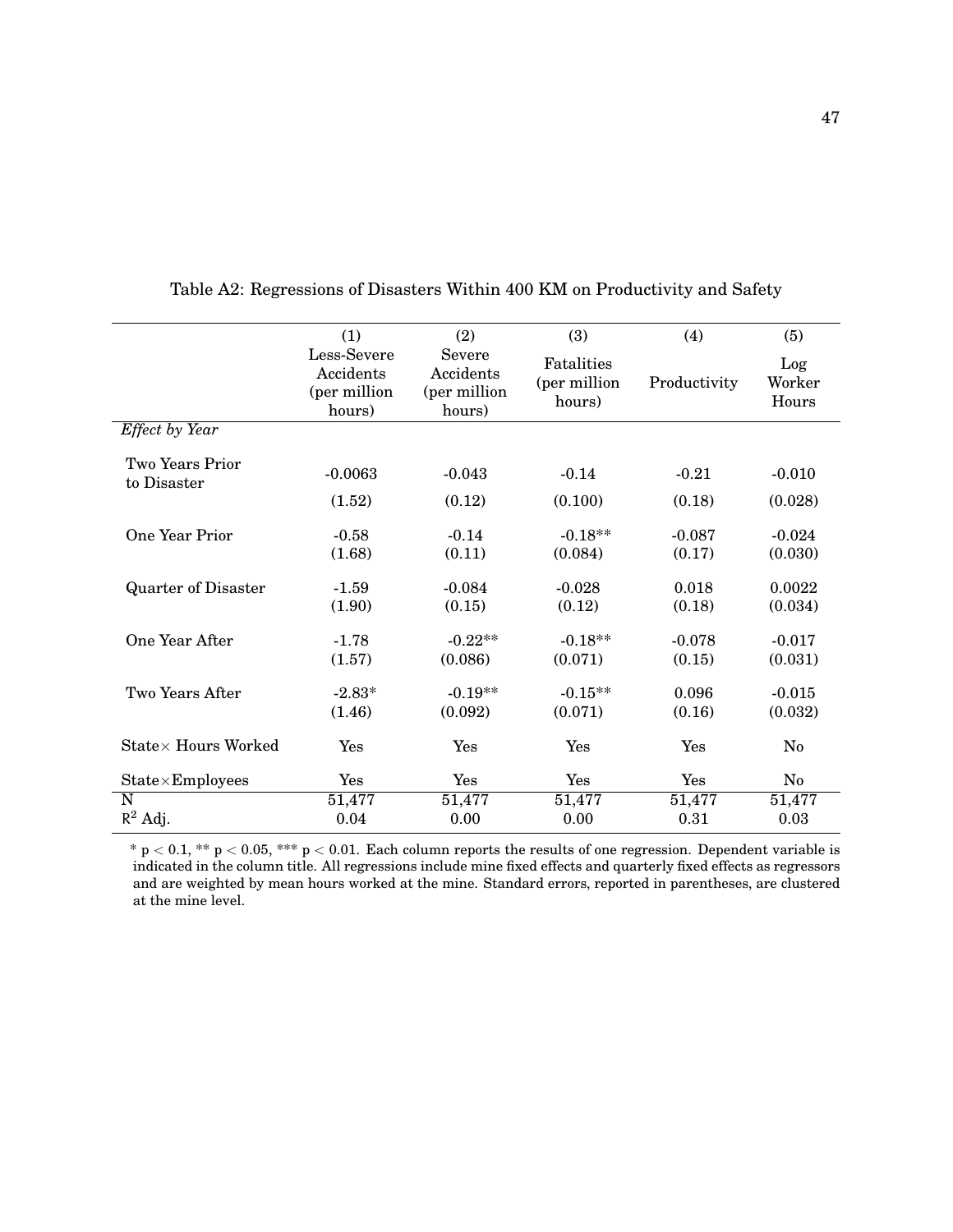Table A2: Regressions of Disasters Within 400 KM on Productivity and Safety

| | (1) | (2) | (3) | (4) | (5) |
|---|---|---|---|---|---|
| | Less-Severe Accidents (per million hours) | Severe Accidents (per million hours) | Fatalities (per million hours) | Productivity | Log Worker Hours |
| *Effect by Year* | | | | | |
| Two Years Prior to Disaster | -0.0063 | -0.043 | -0.14 | -0.21 | -0.010 |
| | (1.52) | (0.12) | (0.100) | (0.18) | (0.028) |
| One Year Prior | -0.58 | -0.14 | -0.18** | -0.087 | -0.024 |
| | (1.68) | (0.11) | (0.084) | (0.17) | (0.030) |
| Quarter of Disaster | -1.59 | -0.084 | -0.028 | 0.018 | 0.0022 |
| | (1.90) | (0.15) | (0.12) | (0.18) | (0.034) |
| One Year After | -1.78 | -0.22** | -0.18** | -0.078 | -0.017 |
| | (1.57) | (0.086) | (0.071) | (0.15) | (0.031) |
| Two Years After | -2.83* | -0.19** | -0.15** | 0.096 | -0.015 |
| | (1.46) | (0.092) | (0.071) | (0.16) | (0.032) |
| State× Hours Worked | Yes | Yes | Yes | Yes | No |
| State×Employees | Yes | Yes | Yes | Yes | No |
| N | 51,477 | 51,477 | 51,477 | 51,477 | 51,477 |
| $R^2$ Adj. | 0.04 | 0.00 | 0.00 | 0.31 | 0.03 |

* $p < 0.1$, ** $p < 0.05$, *** $p < 0.01$. Each column reports the results of one regression. Dependent variable is indicated in the column title. All regressions include mine fixed effects and quarterly fixed effects as regressors and are weighted by mean hours worked at the mine. Standard errors, reported in parentheses, are clustered at the mine level.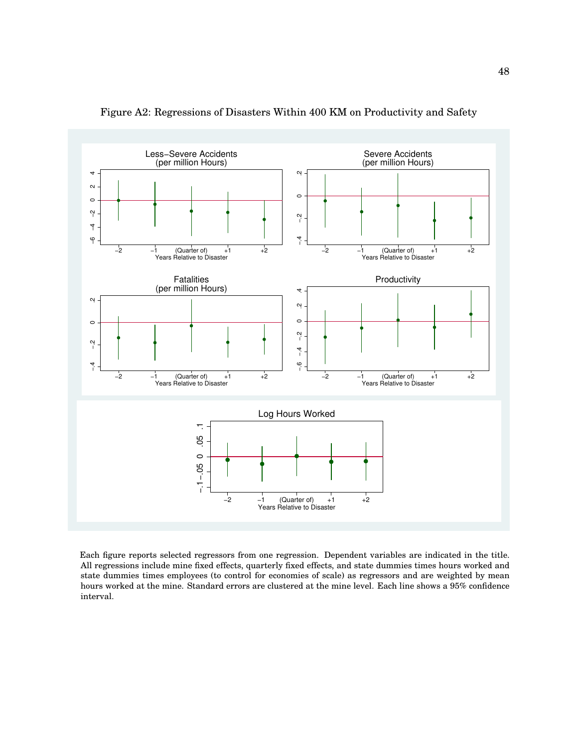Figure A2: Regressions of Disasters Within 400 KM on Productivity and Safety

Less−Severe Accidents
(per million Hours)

4
2
0
−2
−4
−6

−2 −1 (Quarter of) +1 +2
Years Relative to Disaster

Severe Accidents
(per million Hours)

.2
0
−.2
−.4

−2 −1 (Quarter of) +1 +2
Years Relative to Disaster

Fatalities
(per million Hours)

.2
0
−.2
−.4

−2 −1 (Quarter of) +1 +2
Years Relative to Disaster

Productivity

.4
.2
0
−.2
−.4
−.6

−2 −1 (Quarter of) +1 +2
Years Relative to Disaster

Log Hours Worked

.1
.05
0
−.05
−.1

−2 −1 (Quarter of) +1 +2
Years Relative to Disaster

Each figure reports selected regressors from one regression. Dependent variables are indicated in the title. All regressions include mine fixed effects, quarterly fixed effects, and state dummies times hours worked and state dummies times employees (to control for economies of scale) as regressors and are weighted by mean hours worked at the mine. Standard errors are clustered at the mine level. Each line shows a 95% confidence interval.